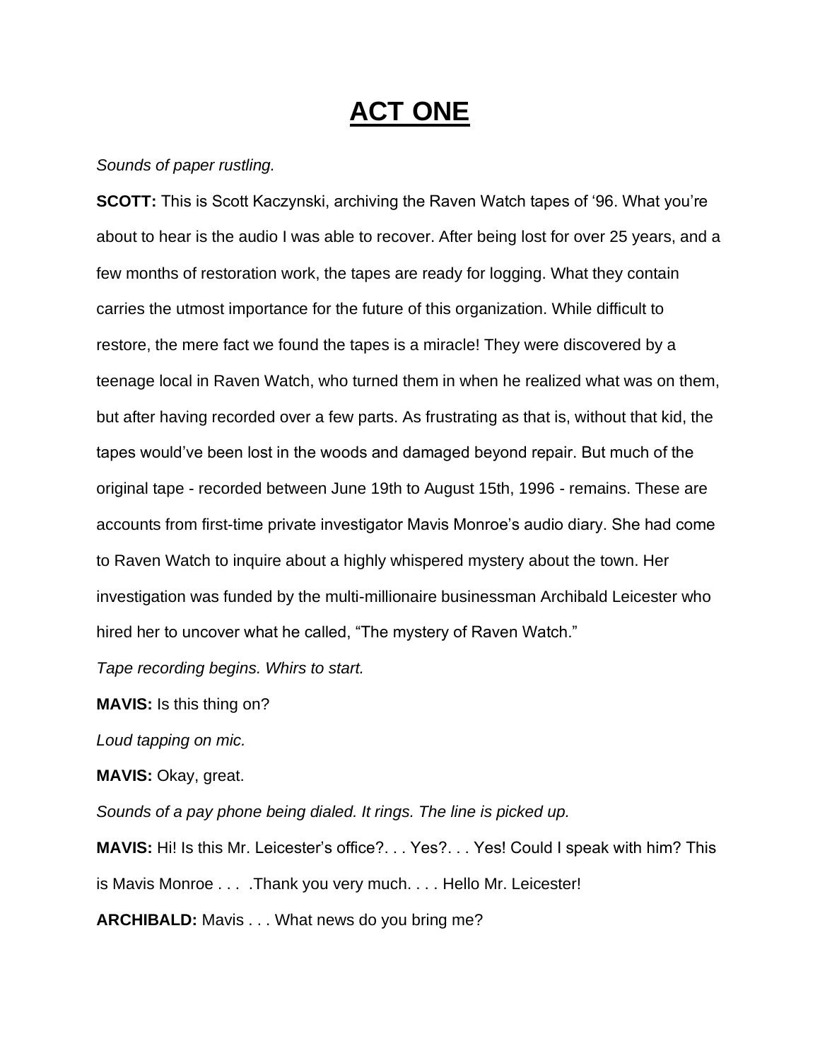# ACT ONE

*Sounds of paper rustling.*

**SCOTT:** This is Scott Kaczynski, archiving the Raven Watch tapes of '96. What you're about to hear is the audio I was able to recover. After being lost for over 25 years, and a few months of restoration work, the tapes are ready for logging. What they contain carries the utmost importance for the future of this organization. While difficult to restore, the mere fact we found the tapes is a miracle! They were discovered by a teenage local in Raven Watch, who turned them in when he realized what was on them, but after having recorded over a few parts. As frustrating as that is, without that kid, the tapes would've been lost in the woods and damaged beyond repair. But much of the original tape - recorded between June 19th to August 15th, 1996 - remains. These are accounts from first-time private investigator Mavis Monroe's audio diary. She had come to Raven Watch to inquire about a highly whispered mystery about the town. Her investigation was funded by the multi-millionaire businessman Archibald Leicester who hired her to uncover what he called, "The mystery of Raven Watch."

*Tape recording begins. Whirs to start.*

**MAVIS:** Is this thing on?

*Loud tapping on mic.*

**MAVIS:** Okay, great.

*Sounds of a pay phone being dialed. It rings. The line is picked up.*

**MAVIS:** Hi! Is this Mr. Leicester's office?. . . Yes?. . . Yes! Could I speak with him? This is Mavis Monroe . . . .Thank you very much. . . . Hello Mr. Leicester!

**ARCHIBALD:** Mavis . . . What news do you bring me?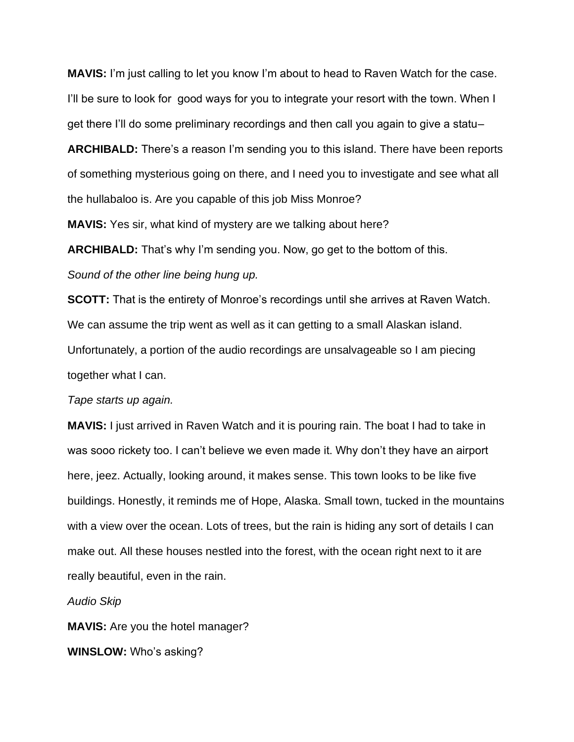**MAVIS:** I'm just calling to let you know I'm about to head to Raven Watch for the case. I'll be sure to look for  good ways for you to integrate your resort with the town. When I get there I'll do some preliminary recordings and then call you again to give a statu–

**ARCHIBALD:** There's a reason I'm sending you to this island. There have been reports of something mysterious going on there, and I need you to investigate and see what all the hullabaloo is. Are you capable of this job Miss Monroe?

**MAVIS:** Yes sir, what kind of mystery are we talking about here?

**ARCHIBALD:** That's why I'm sending you. Now, go get to the bottom of this.

*Sound of the other line being hung up.*

**SCOTT:** That is the entirety of Monroe's recordings until she arrives at Raven Watch. We can assume the trip went as well as it can getting to a small Alaskan island. Unfortunately, a portion of the audio recordings are unsalvageable so I am piecing together what I can.

*Tape starts up again.*

**MAVIS:** I just arrived in Raven Watch and it is pouring rain. The boat I had to take in was sooo rickety too. I can't believe we even made it. Why don't they have an airport here, jeez. Actually, looking around, it makes sense. This town looks to be like five buildings. Honestly, it reminds me of Hope, Alaska. Small town, tucked in the mountains with a view over the ocean. Lots of trees, but the rain is hiding any sort of details I can make out. All these houses nestled into the forest, with the ocean right next to it are really beautiful, even in the rain.

*Audio Skip*

**MAVIS:** Are you the hotel manager?

**WINSLOW:** Who's asking?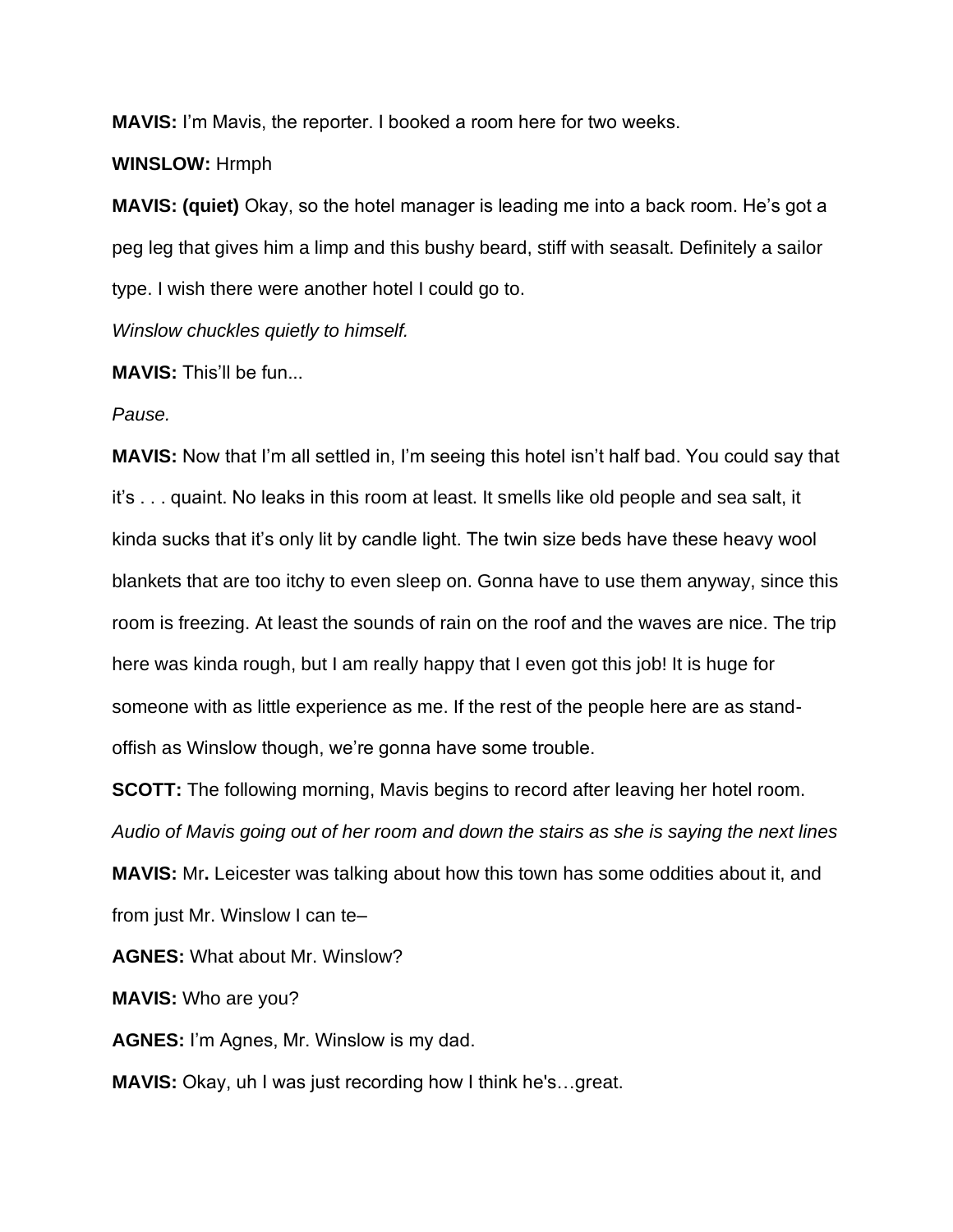**MAVIS:** I'm Mavis, the reporter. I booked a room here for two weeks.

**WINSLOW:** Hrmph

**MAVIS: (quiet)** Okay, so the hotel manager is leading me into a back room. He's got a peg leg that gives him a limp and this bushy beard, stiff with seasalt. Definitely a sailor type. I wish there were another hotel I could go to.

*Winslow chuckles quietly to himself.*

**MAVIS:** This'll be fun...

*Pause.*

**MAVIS:** Now that I'm all settled in, I'm seeing this hotel isn't half bad. You could say that it's . . . quaint. No leaks in this room at least. It smells like old people and sea salt, it kinda sucks that it's only lit by candle light. The twin size beds have these heavy wool blankets that are too itchy to even sleep on. Gonna have to use them anyway, since this room is freezing. At least the sounds of rain on the roof and the waves are nice. The trip here was kinda rough, but I am really happy that I even got this job! It is huge for someone with as little experience as me. If the rest of the people here are as stand-offish as Winslow though, we're gonna have some trouble.

**SCOTT:** The following morning, Mavis begins to record after leaving her hotel room.

*Audio of Mavis going out of her room and down the stairs as she is saying the next lines*

**MAVIS:** Mr**.** Leicester was talking about how this town has some oddities about it, and from just Mr. Winslow I can te–

**AGNES:** What about Mr. Winslow?

**MAVIS:** Who are you?

**AGNES:** I'm Agnes, Mr. Winslow is my dad.

**MAVIS:** Okay, uh I was just recording how I think he's…great.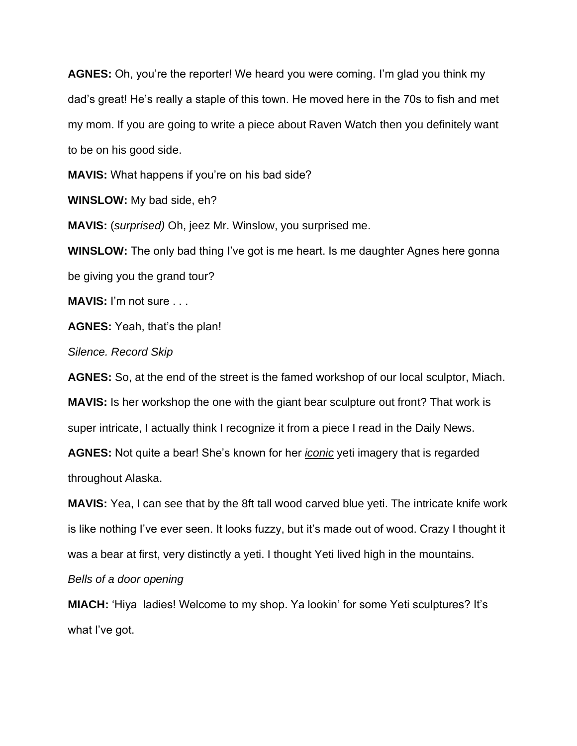**AGNES:** Oh, you're the reporter! We heard you were coming. I'm glad you think my dad's great! He's really a staple of this town. He moved here in the 70s to fish and met my mom. If you are going to write a piece about Raven Watch then you definitely want to be on his good side.

**MAVIS:** What happens if you're on his bad side?

**WINSLOW:** My bad side, eh?

**MAVIS:** (*surprised)* Oh, jeez Mr. Winslow, you surprised me.

**WINSLOW:** The only bad thing I've got is me heart. Is me daughter Agnes here gonna be giving you the grand tour?

**MAVIS:** I'm not sure . . .

**AGNES:** Yeah, that's the plan!

*Silence. Record Skip*

**AGNES:** So, at the end of the street is the famed workshop of our local sculptor, Miach.

**MAVIS:** Is her workshop the one with the giant bear sculpture out front? That work is super intricate, I actually think I recognize it from a piece I read in the Daily News.

**AGNES:** Not quite a bear! She's known for her ***<u>iconic</u>*** yeti imagery that is regarded throughout Alaska.

**MAVIS:** Yea, I can see that by the 8ft tall wood carved blue yeti. The intricate knife work is like nothing I've ever seen. It looks fuzzy, but it's made out of wood. Crazy I thought it was a bear at first, very distinctly a yeti. I thought Yeti lived high in the mountains.

*Bells of a door opening*

**MIACH:** 'Hiya ladies! Welcome to my shop. Ya lookin' for some Yeti sculptures? It's what I've got.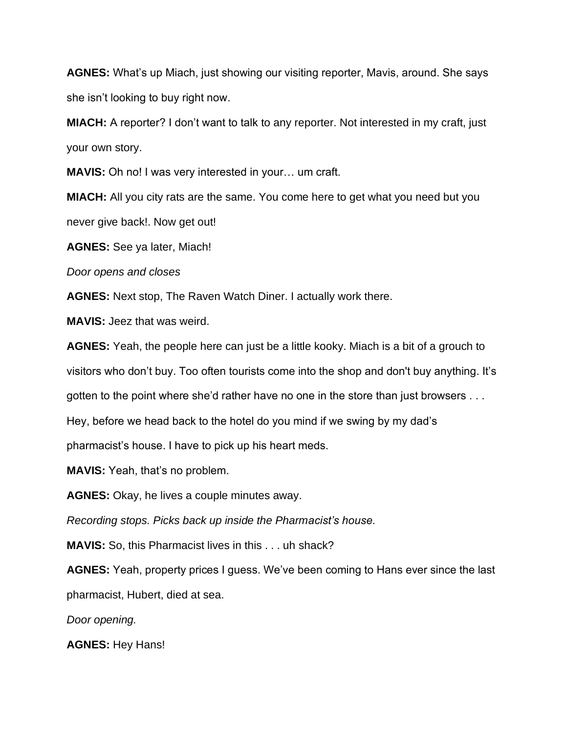**AGNES:** What's up Miach, just showing our visiting reporter, Mavis, around. She says she isn't looking to buy right now.

**MIACH:** A reporter? I don't want to talk to any reporter. Not interested in my craft, just your own story.

**MAVIS:** Oh no! I was very interested in your… um craft.

**MIACH:** All you city rats are the same. You come here to get what you need but you never give back!. Now get out!

**AGNES:** See ya later, Miach!

*Door opens and closes*

**AGNES:** Next stop, The Raven Watch Diner. I actually work there.

**MAVIS:** Jeez that was weird.

**AGNES:** Yeah, the people here can just be a little kooky. Miach is a bit of a grouch to visitors who don't buy. Too often tourists come into the shop and don't buy anything. It's gotten to the point where she'd rather have no one in the store than just browsers . . . Hey, before we head back to the hotel do you mind if we swing by my dad's pharmacist's house. I have to pick up his heart meds.

**MAVIS:** Yeah, that's no problem.

**AGNES:** Okay, he lives a couple minutes away.

*Recording stops. Picks back up inside the Pharmacist's house.*

**MAVIS:** So, this Pharmacist lives in this . . . uh shack?

**AGNES:** Yeah, property prices I guess. We've been coming to Hans ever since the last pharmacist, Hubert, died at sea.

*Door opening.*

**AGNES:** Hey Hans!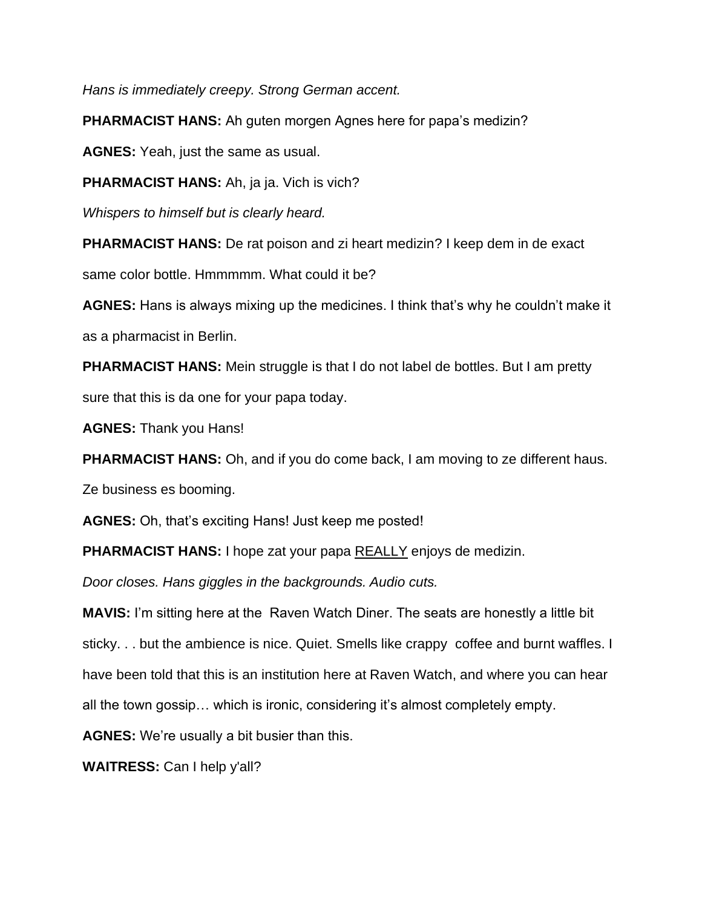*Hans is immediately creepy. Strong German accent.*

**PHARMACIST HANS:** Ah guten morgen Agnes here for papa's medizin?

**AGNES:** Yeah, just the same as usual.

**PHARMACIST HANS:** Ah, ja ja. Vich is vich?

*Whispers to himself but is clearly heard.*

**PHARMACIST HANS:** De rat poison and zi heart medizin? I keep dem in de exact same color bottle. Hmmmmm. What could it be?

**AGNES:** Hans is always mixing up the medicines. I think that's why he couldn't make it as a pharmacist in Berlin.

**PHARMACIST HANS:** Mein struggle is that I do not label de bottles. But I am pretty sure that this is da one for your papa today.

**AGNES:** Thank you Hans!

**PHARMACIST HANS:** Oh, and if you do come back, I am moving to ze different haus. Ze business es booming.

**AGNES:** Oh, that's exciting Hans! Just keep me posted!

**PHARMACIST HANS:** I hope zat your papa <u>REALLY</u> enjoys de medizin.

*Door closes. Hans giggles in the backgrounds. Audio cuts.*

**MAVIS:** I'm sitting here at the Raven Watch Diner. The seats are honestly a little bit sticky. . . but the ambience is nice. Quiet. Smells like crappy coffee and burnt waffles. I have been told that this is an institution here at Raven Watch, and where you can hear all the town gossip… which is ironic, considering it's almost completely empty.

**AGNES:** We're usually a bit busier than this.

**WAITRESS:** Can I help y'all?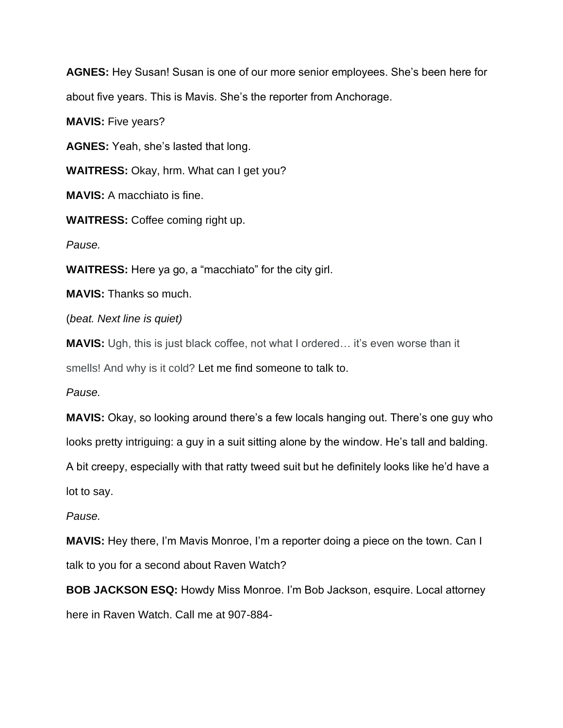**AGNES:** Hey Susan! Susan is one of our more senior employees. She's been here for about five years. This is Mavis. She's the reporter from Anchorage.

**MAVIS:** Five years?

**AGNES:** Yeah, she's lasted that long.

**WAITRESS:** Okay, hrm. What can I get you?

**MAVIS:** A macchiato is fine.

**WAITRESS:** Coffee coming right up.

*Pause.*

**WAITRESS:** Here ya go, a "macchiato" for the city girl.

**MAVIS:** Thanks so much.

(*beat. Next line is quiet)*

**MAVIS:** Ugh, this is just black coffee, not what I ordered… it's even worse than it smells! And why is it cold? Let me find someone to talk to.

*Pause.*

**MAVIS:** Okay, so looking around there's a few locals hanging out. There's one guy who looks pretty intriguing: a guy in a suit sitting alone by the window. He's tall and balding. A bit creepy, especially with that ratty tweed suit but he definitely looks like he'd have a lot to say.

*Pause.*

**MAVIS:** Hey there, I'm Mavis Monroe, I'm a reporter doing a piece on the town. Can I talk to you for a second about Raven Watch?

**BOB JACKSON ESQ:** Howdy Miss Monroe. I'm Bob Jackson, esquire. Local attorney here in Raven Watch. Call me at 907-884-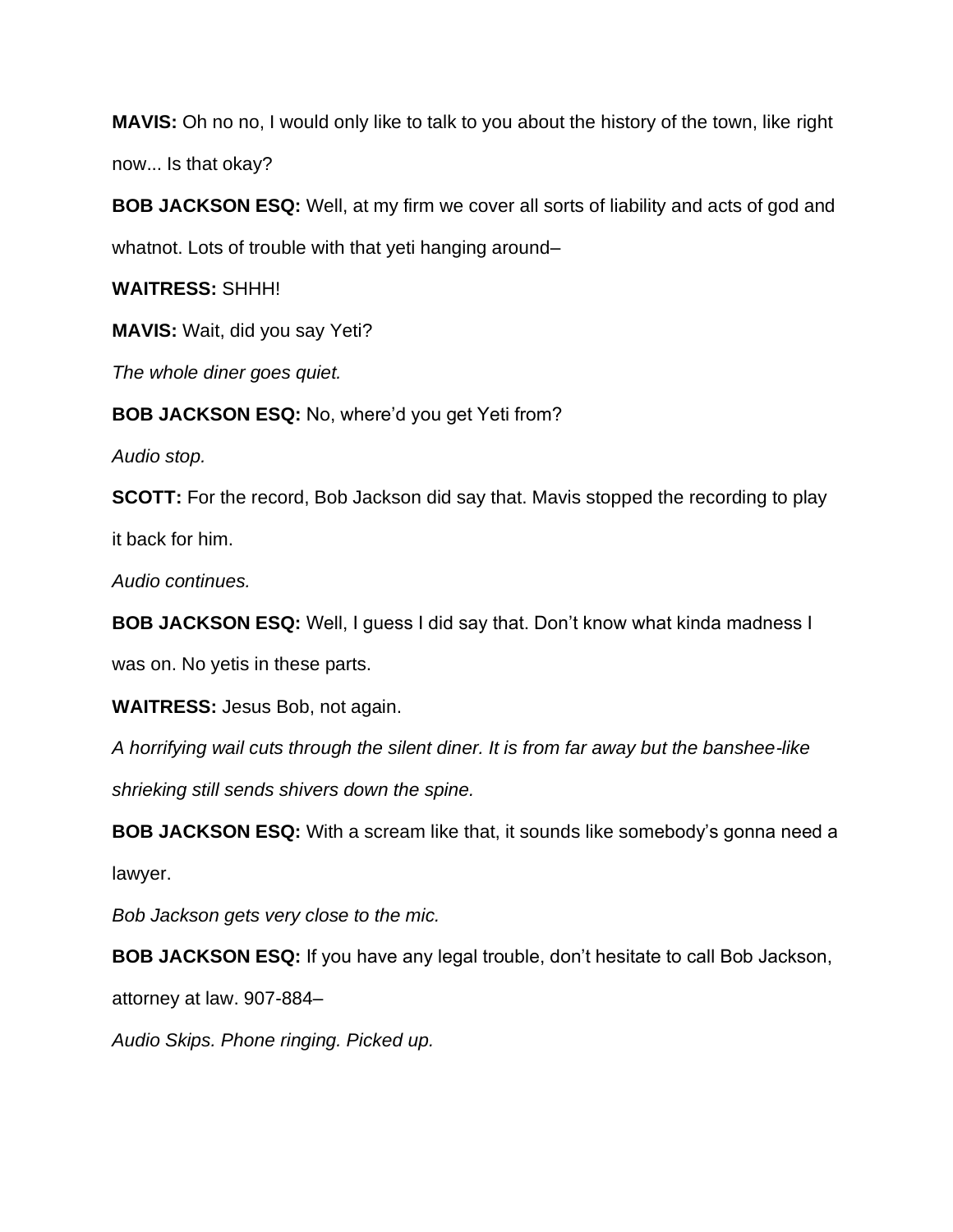**MAVIS:** Oh no no, I would only like to talk to you about the history of the town, like right now... Is that okay?

**BOB JACKSON ESQ:** Well, at my firm we cover all sorts of liability and acts of god and whatnot. Lots of trouble with that yeti hanging around–

**WAITRESS:** SHHH!

**MAVIS:** Wait, did you say Yeti?

*The whole diner goes quiet.*

**BOB JACKSON ESQ:** No, where'd you get Yeti from?

*Audio stop.*

**SCOTT:** For the record, Bob Jackson did say that. Mavis stopped the recording to play it back for him.

*Audio continues.*

**BOB JACKSON ESQ:** Well, I guess I did say that. Don't know what kinda madness I was on. No yetis in these parts.

**WAITRESS:** Jesus Bob, not again.

*A horrifying wail cuts through the silent diner. It is from far away but the banshee-like shrieking still sends shivers down the spine.*

**BOB JACKSON ESQ:** With a scream like that, it sounds like somebody's gonna need a lawyer.

*Bob Jackson gets very close to the mic.*

**BOB JACKSON ESQ:** If you have any legal trouble, don't hesitate to call Bob Jackson, attorney at law. 907-884–

*Audio Skips. Phone ringing. Picked up.*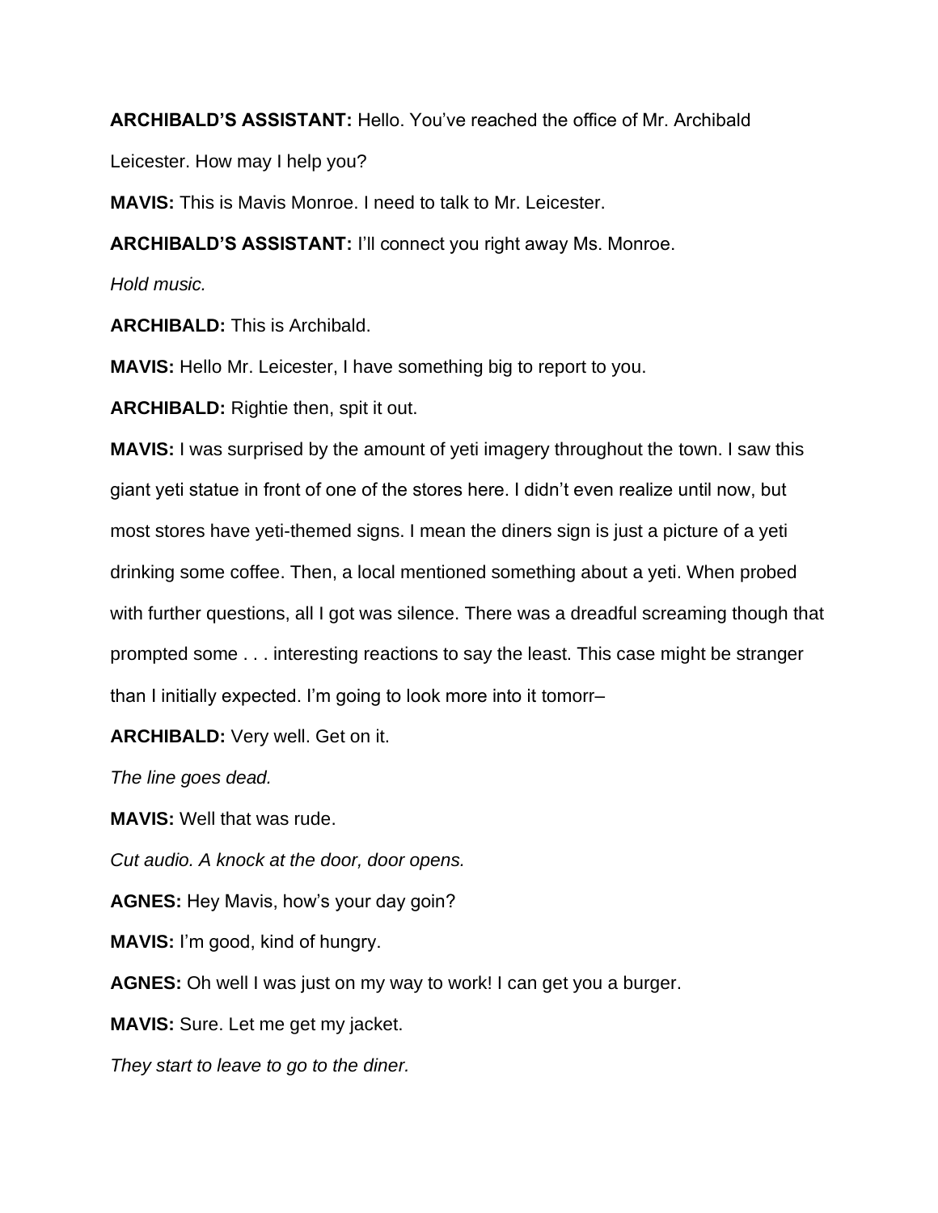**ARCHIBALD'S ASSISTANT:** Hello. You've reached the office of Mr. Archibald Leicester. How may I help you?

**MAVIS:** This is Mavis Monroe. I need to talk to Mr. Leicester.

**ARCHIBALD'S ASSISTANT:** I'll connect you right away Ms. Monroe.

*Hold music.*

**ARCHIBALD:** This is Archibald.

**MAVIS:** Hello Mr. Leicester, I have something big to report to you.

**ARCHIBALD:** Rightie then, spit it out.

**MAVIS:** I was surprised by the amount of yeti imagery throughout the town. I saw this giant yeti statue in front of one of the stores here. I didn't even realize until now, but most stores have yeti-themed signs. I mean the diners sign is just a picture of a yeti drinking some coffee. Then, a local mentioned something about a yeti. When probed with further questions, all I got was silence. There was a dreadful screaming though that prompted some . . . interesting reactions to say the least. This case might be stranger than I initially expected. I'm going to look more into it tomorr–

**ARCHIBALD:** Very well. Get on it.

*The line goes dead.*

**MAVIS:** Well that was rude.

*Cut audio. A knock at the door, door opens.*

**AGNES:** Hey Mavis, how's your day goin?

**MAVIS:** I'm good, kind of hungry.

**AGNES:** Oh well I was just on my way to work! I can get you a burger.

**MAVIS:** Sure. Let me get my jacket.

*They start to leave to go to the diner.*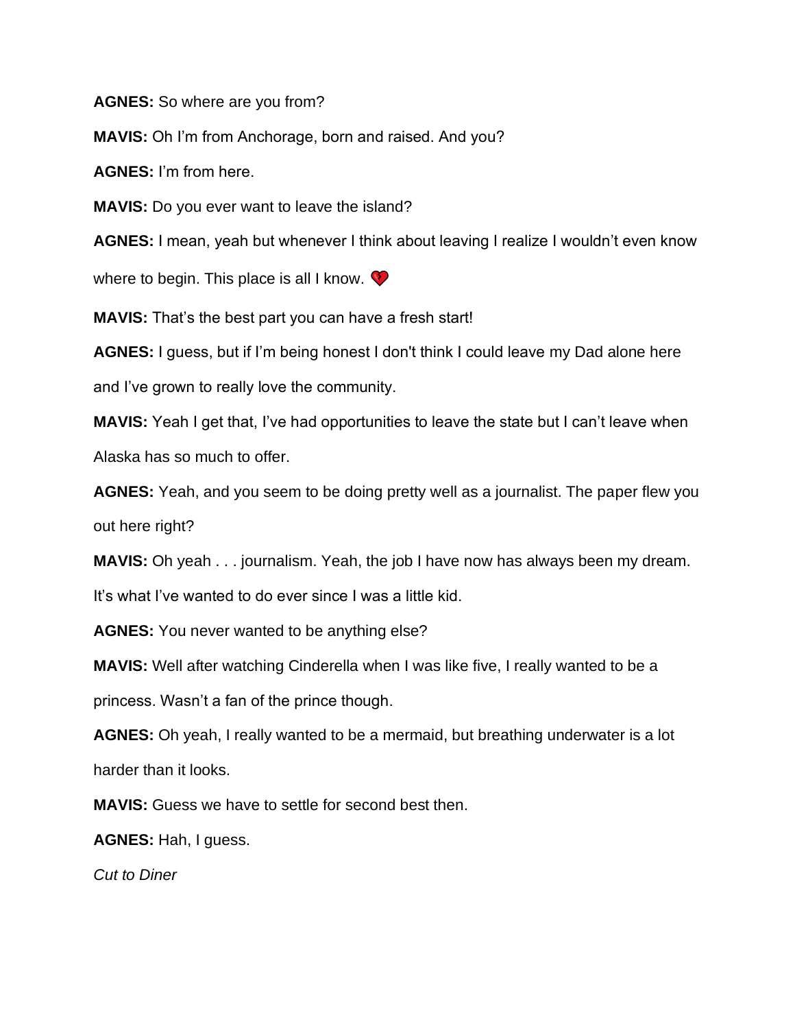**AGNES:** So where are you from?

**MAVIS:** Oh I'm from Anchorage, born and raised. And you?

**AGNES:** I'm from here.

**MAVIS:** Do you ever want to leave the island?

**AGNES:** I mean, yeah but whenever I think about leaving I realize I wouldn't even know where to begin. This place is all I know. 💔

**MAVIS:** That's the best part you can have a fresh start!

**AGNES:** I guess, but if I'm being honest I don't think I could leave my Dad alone here and I've grown to really love the community.

**MAVIS:** Yeah I get that, I've had opportunities to leave the state but I can't leave when Alaska has so much to offer.

**AGNES:** Yeah, and you seem to be doing pretty well as a journalist. The paper flew you out here right?

**MAVIS:** Oh yeah . . . journalism. Yeah, the job I have now has always been my dream. It's what I've wanted to do ever since I was a little kid.

**AGNES:** You never wanted to be anything else?

**MAVIS:** Well after watching Cinderella when I was like five, I really wanted to be a princess. Wasn't a fan of the prince though.

**AGNES:** Oh yeah, I really wanted to be a mermaid, but breathing underwater is a lot harder than it looks.

**MAVIS:** Guess we have to settle for second best then.

**AGNES:** Hah, I guess.

*Cut to Diner*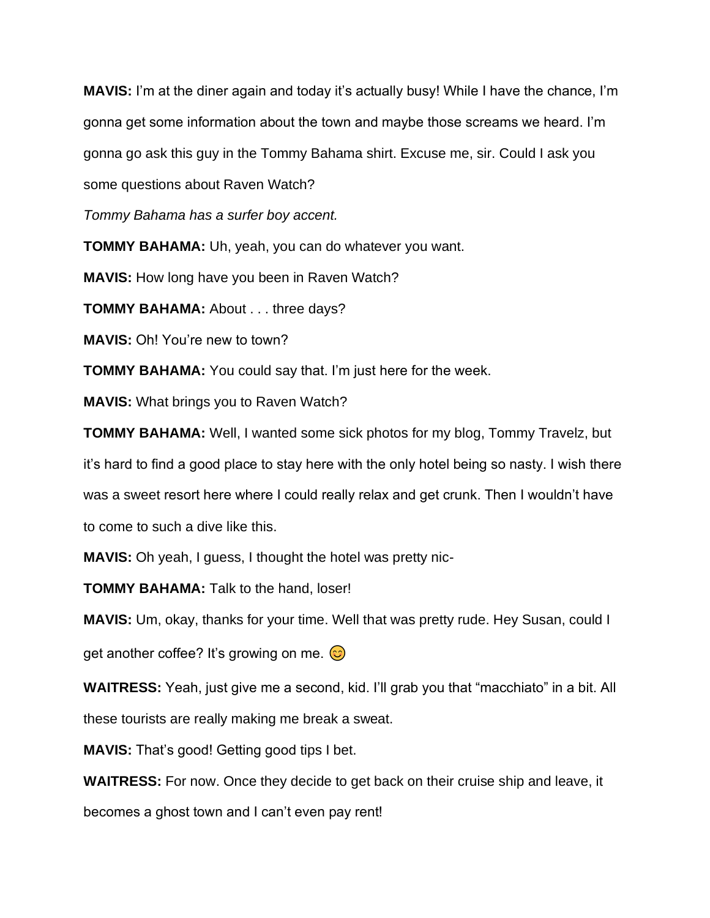**MAVIS:** I'm at the diner again and today it's actually busy! While I have the chance, I'm gonna get some information about the town and maybe those screams we heard. I'm gonna go ask this guy in the Tommy Bahama shirt. Excuse me, sir. Could I ask you some questions about Raven Watch?

*Tommy Bahama has a surfer boy accent.*

**TOMMY BAHAMA:** Uh, yeah, you can do whatever you want.

**MAVIS:** How long have you been in Raven Watch?

**TOMMY BAHAMA:** About . . . three days?

**MAVIS:** Oh! You're new to town?

**TOMMY BAHAMA:** You could say that. I'm just here for the week.

**MAVIS:** What brings you to Raven Watch?

**TOMMY BAHAMA:** Well, I wanted some sick photos for my blog, Tommy Travelz, but it's hard to find a good place to stay here with the only hotel being so nasty. I wish there was a sweet resort here where I could really relax and get crunk. Then I wouldn't have to come to such a dive like this.

**MAVIS:** Oh yeah, I guess, I thought the hotel was pretty nic-

**TOMMY BAHAMA:** Talk to the hand, loser!

**MAVIS:** Um, okay, thanks for your time. Well that was pretty rude. Hey Susan, could I get another coffee? It's growing on me. 😊

**WAITRESS:** Yeah, just give me a second, kid. I'll grab you that "macchiato" in a bit. All these tourists are really making me break a sweat.

**MAVIS:** That's good! Getting good tips I bet.

**WAITRESS:** For now. Once they decide to get back on their cruise ship and leave, it becomes a ghost town and I can't even pay rent!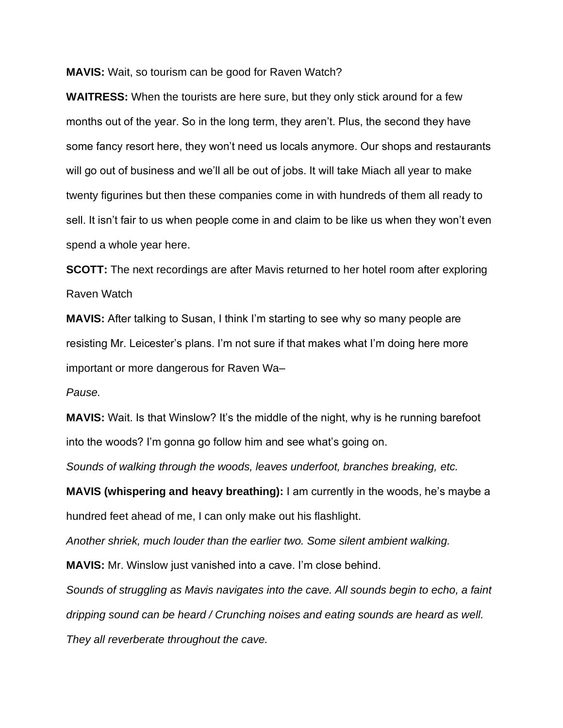**MAVIS:** Wait, so tourism can be good for Raven Watch?

**WAITRESS:** When the tourists are here sure, but they only stick around for a few months out of the year. So in the long term, they aren't. Plus, the second they have some fancy resort here, they won't need us locals anymore. Our shops and restaurants will go out of business and we'll all be out of jobs. It will take Miach all year to make twenty figurines but then these companies come in with hundreds of them all ready to sell. It isn't fair to us when people come in and claim to be like us when they won't even spend a whole year here.

**SCOTT:** The next recordings are after Mavis returned to her hotel room after exploring Raven Watch

**MAVIS:** After talking to Susan, I think I'm starting to see why so many people are resisting Mr. Leicester's plans. I'm not sure if that makes what I'm doing here more important or more dangerous for Raven Wa–

*Pause.*

**MAVIS:** Wait. Is that Winslow? It's the middle of the night, why is he running barefoot into the woods? I'm gonna go follow him and see what's going on.

*Sounds of walking through the woods, leaves underfoot, branches breaking, etc.*

**MAVIS (whispering and heavy breathing):** I am currently in the woods, he's maybe a hundred feet ahead of me, I can only make out his flashlight.

*Another shriek, much louder than the earlier two. Some silent ambient walking.*

**MAVIS:** Mr. Winslow just vanished into a cave. I'm close behind.

*Sounds of struggling as Mavis navigates into the cave. All sounds begin to echo, a faint dripping sound can be heard / Crunching noises and eating sounds are heard as well. They all reverberate throughout the cave.*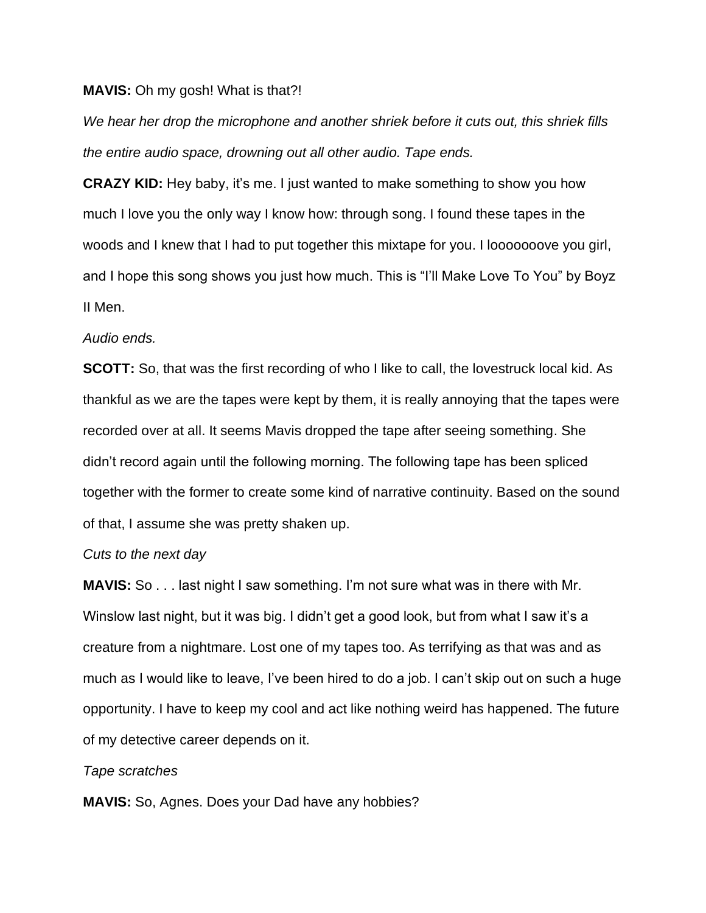**MAVIS:** Oh my gosh! What is that?!

*We hear her drop the microphone and another shriek before it cuts out, this shriek fills the entire audio space, drowning out all other audio. Tape ends.*

**CRAZY KID:** Hey baby, it's me. I just wanted to make something to show you how much I love you the only way I know how: through song. I found these tapes in the woods and I knew that I had to put together this mixtape for you. I looooooove you girl, and I hope this song shows you just how much. This is "I'll Make Love To You" by Boyz II Men.

*Audio ends.*

**SCOTT:** So, that was the first recording of who I like to call, the lovestruck local kid. As thankful as we are the tapes were kept by them, it is really annoying that the tapes were recorded over at all. It seems Mavis dropped the tape after seeing something. She didn't record again until the following morning. The following tape has been spliced together with the former to create some kind of narrative continuity. Based on the sound of that, I assume she was pretty shaken up.

*Cuts to the next day*

**MAVIS:** So . . . last night I saw something. I'm not sure what was in there with Mr. Winslow last night, but it was big. I didn't get a good look, but from what I saw it's a creature from a nightmare. Lost one of my tapes too. As terrifying as that was and as much as I would like to leave, I've been hired to do a job. I can't skip out on such a huge opportunity. I have to keep my cool and act like nothing weird has happened. The future of my detective career depends on it.

*Tape scratches*

**MAVIS:** So, Agnes. Does your Dad have any hobbies?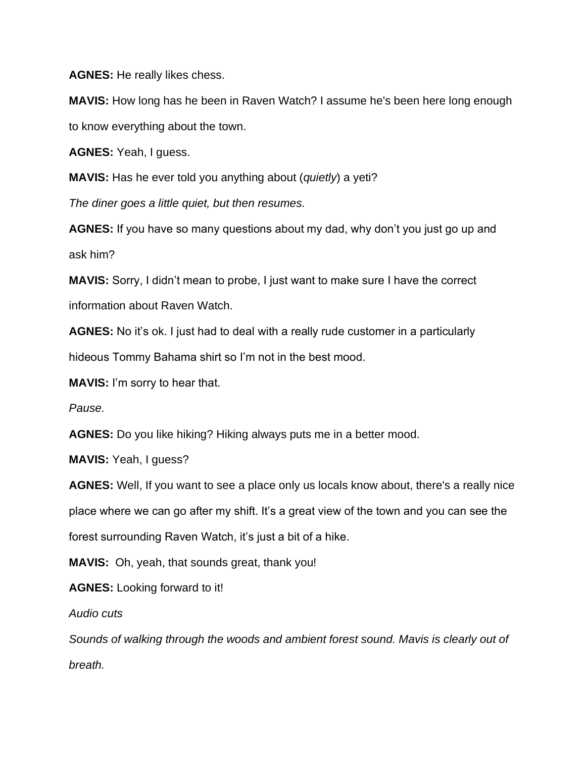**AGNES:** He really likes chess.

**MAVIS:** How long has he been in Raven Watch? I assume he's been here long enough to know everything about the town.

**AGNES:** Yeah, I guess.

**MAVIS:** Has he ever told you anything about (*quietly*) a yeti?

*The diner goes a little quiet, but then resumes.*

**AGNES:** If you have so many questions about my dad, why don't you just go up and ask him?

**MAVIS:** Sorry, I didn't mean to probe, I just want to make sure I have the correct information about Raven Watch.

**AGNES:** No it's ok. I just had to deal with a really rude customer in a particularly hideous Tommy Bahama shirt so I'm not in the best mood.

**MAVIS:** I'm sorry to hear that.

*Pause.*

**AGNES:** Do you like hiking? Hiking always puts me in a better mood.

**MAVIS:** Yeah, I guess?

**AGNES:** Well, If you want to see a place only us locals know about, there's a really nice place where we can go after my shift. It's a great view of the town and you can see the forest surrounding Raven Watch, it's just a bit of a hike.

**MAVIS:** Oh, yeah, that sounds great, thank you!

**AGNES:** Looking forward to it!

*Audio cuts*

*Sounds of walking through the woods and ambient forest sound. Mavis is clearly out of breath.*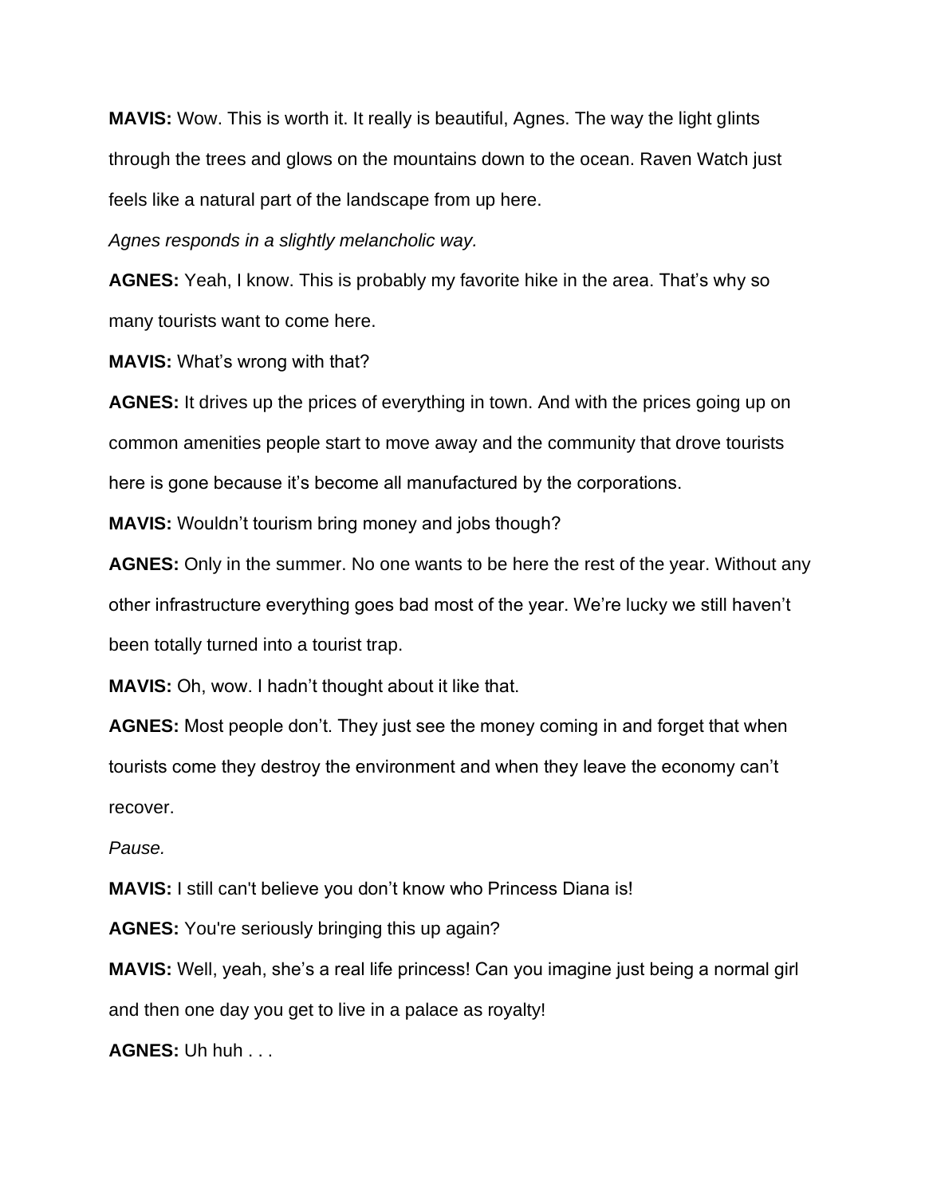**MAVIS:** Wow. This is worth it. It really is beautiful, Agnes. The way the light glints through the trees and glows on the mountains down to the ocean. Raven Watch just feels like a natural part of the landscape from up here.

*Agnes responds in a slightly melancholic way.*

**AGNES:** Yeah, I know. This is probably my favorite hike in the area. That's why so many tourists want to come here.

**MAVIS:** What's wrong with that?

**AGNES:** It drives up the prices of everything in town. And with the prices going up on common amenities people start to move away and the community that drove tourists here is gone because it's become all manufactured by the corporations.

**MAVIS:** Wouldn't tourism bring money and jobs though?

**AGNES:** Only in the summer. No one wants to be here the rest of the year. Without any other infrastructure everything goes bad most of the year. We're lucky we still haven't been totally turned into a tourist trap.

**MAVIS:** Oh, wow. I hadn't thought about it like that.

**AGNES:** Most people don't. They just see the money coming in and forget that when tourists come they destroy the environment and when they leave the economy can't recover.

*Pause.*

**MAVIS:** I still can't believe you don't know who Princess Diana is!

**AGNES:** You're seriously bringing this up again?

**MAVIS:** Well, yeah, she's a real life princess! Can you imagine just being a normal girl and then one day you get to live in a palace as royalty!

**AGNES:** Uh huh . . .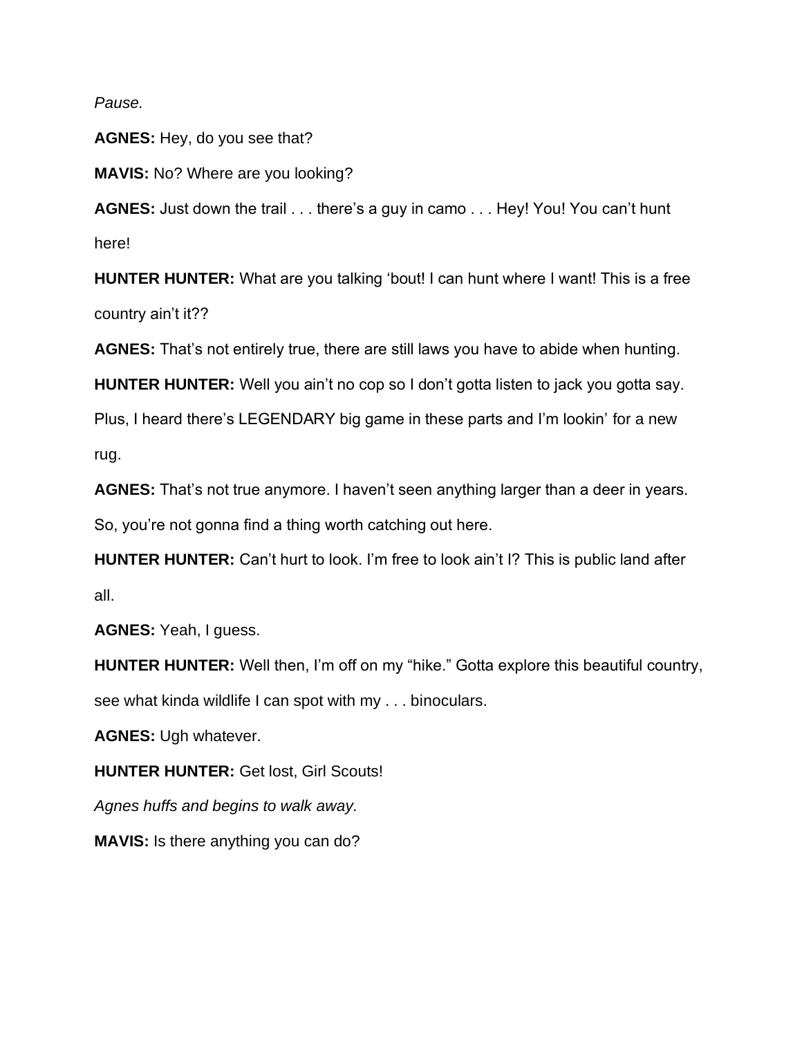*Pause.*

**AGNES:** Hey, do you see that?

**MAVIS:** No? Where are you looking?

**AGNES:** Just down the trail . . . there's a guy in camo . . . Hey! You! You can't hunt here!

**HUNTER HUNTER:** What are you talking 'bout! I can hunt where I want! This is a free country ain't it??

**AGNES:** That's not entirely true, there are still laws you have to abide when hunting.

**HUNTER HUNTER:** Well you ain't no cop so I don't gotta listen to jack you gotta say. Plus, I heard there's LEGENDARY big game in these parts and I'm lookin' for a new rug.

**AGNES:** That's not true anymore. I haven't seen anything larger than a deer in years. So, you're not gonna find a thing worth catching out here.

**HUNTER HUNTER:** Can't hurt to look. I'm free to look ain't I? This is public land after all.

**AGNES:** Yeah, I guess.

**HUNTER HUNTER:** Well then, I'm off on my "hike." Gotta explore this beautiful country, see what kinda wildlife I can spot with my . . . binoculars.

**AGNES:** Ugh whatever.

**HUNTER HUNTER:** Get lost, Girl Scouts!

*Agnes huffs and begins to walk away.*

**MAVIS:** Is there anything you can do?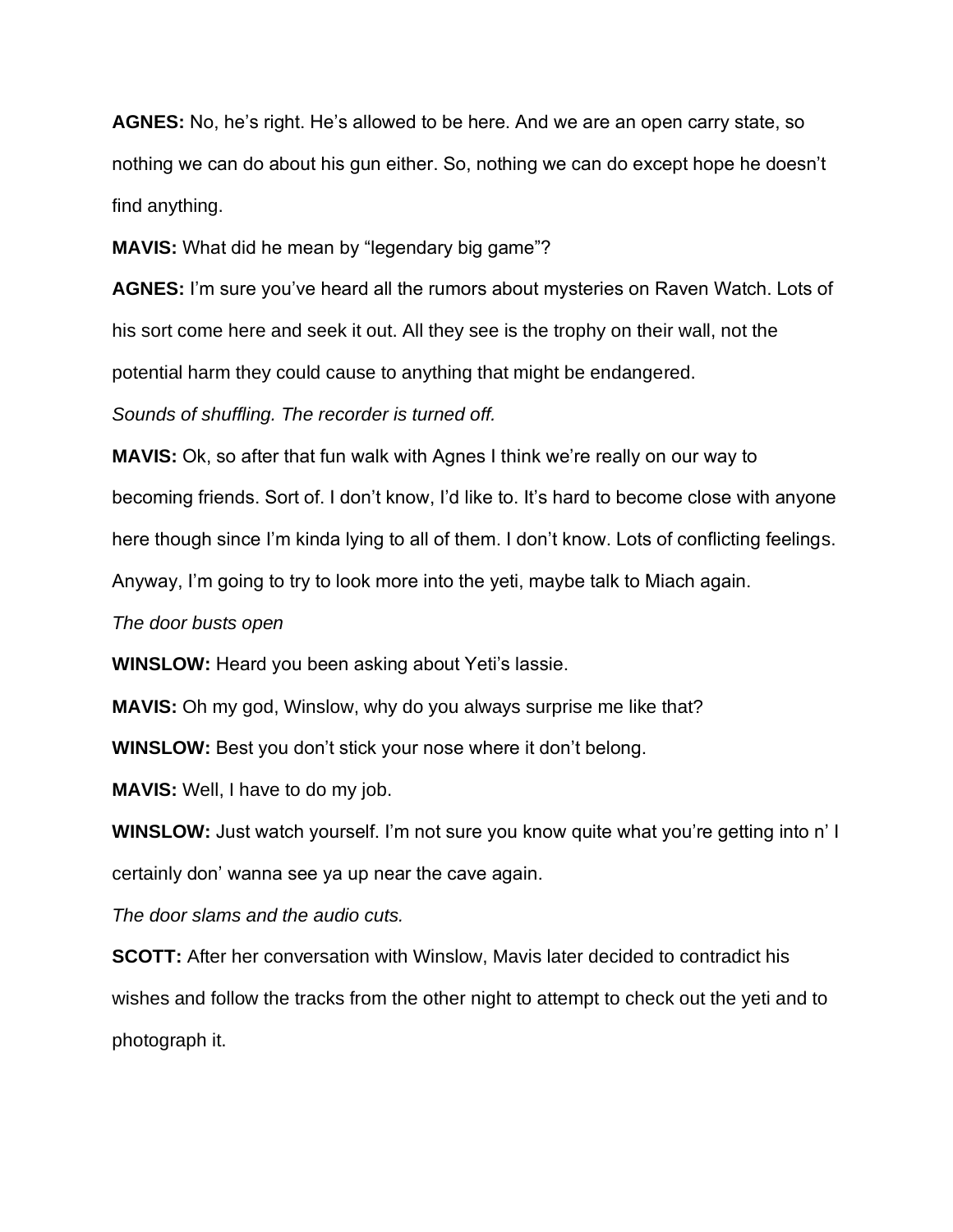**AGNES:** No, he's right. He's allowed to be here. And we are an open carry state, so nothing we can do about his gun either. So, nothing we can do except hope he doesn't find anything.

**MAVIS:** What did he mean by "legendary big game"?

**AGNES:** I'm sure you've heard all the rumors about mysteries on Raven Watch. Lots of his sort come here and seek it out. All they see is the trophy on their wall, not the potential harm they could cause to anything that might be endangered.

*Sounds of shuffling. The recorder is turned off.*

**MAVIS:** Ok, so after that fun walk with Agnes I think we're really on our way to becoming friends. Sort of. I don't know, I'd like to. It's hard to become close with anyone here though since I'm kinda lying to all of them. I don't know. Lots of conflicting feelings. Anyway, I'm going to try to look more into the yeti, maybe talk to Miach again.

*The door busts open*

**WINSLOW:** Heard you been asking about Yeti's lassie.

**MAVIS:** Oh my god, Winslow, why do you always surprise me like that?

**WINSLOW:** Best you don't stick your nose where it don't belong.

**MAVIS:** Well, I have to do my job.

**WINSLOW:** Just watch yourself. I'm not sure you know quite what you're getting into n' I certainly don' wanna see ya up near the cave again.

*The door slams and the audio cuts.*

**SCOTT:** After her conversation with Winslow, Mavis later decided to contradict his wishes and follow the tracks from the other night to attempt to check out the yeti and to photograph it.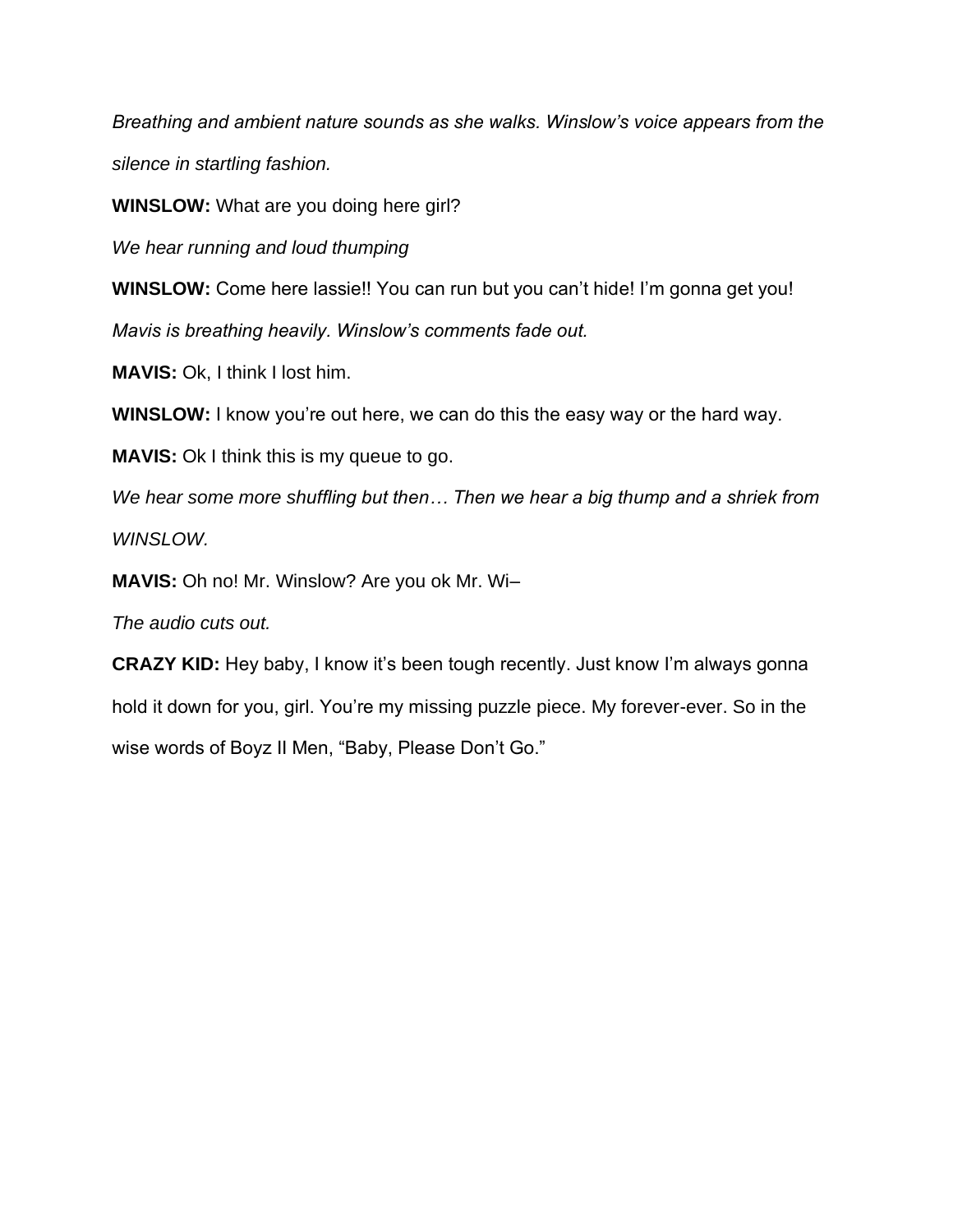*Breathing and ambient nature sounds as she walks. Winslow's voice appears from the silence in startling fashion.*

**WINSLOW:** What are you doing here girl?

*We hear running and loud thumping*

**WINSLOW:** Come here lassie!! You can run but you can't hide! I'm gonna get you!

*Mavis is breathing heavily. Winslow's comments fade out.*

**MAVIS:** Ok, I think I lost him.

**WINSLOW:** I know you're out here, we can do this the easy way or the hard way.

**MAVIS:** Ok I think this is my queue to go.

*We hear some more shuffling but then… Then we hear a big thump and a shriek from WINSLOW.*

**MAVIS:** Oh no! Mr. Winslow? Are you ok Mr. Wi–

*The audio cuts out.*

**CRAZY KID:** Hey baby, I know it's been tough recently. Just know I'm always gonna hold it down for you, girl. You're my missing puzzle piece. My forever-ever. So in the wise words of Boyz II Men, "Baby, Please Don't Go."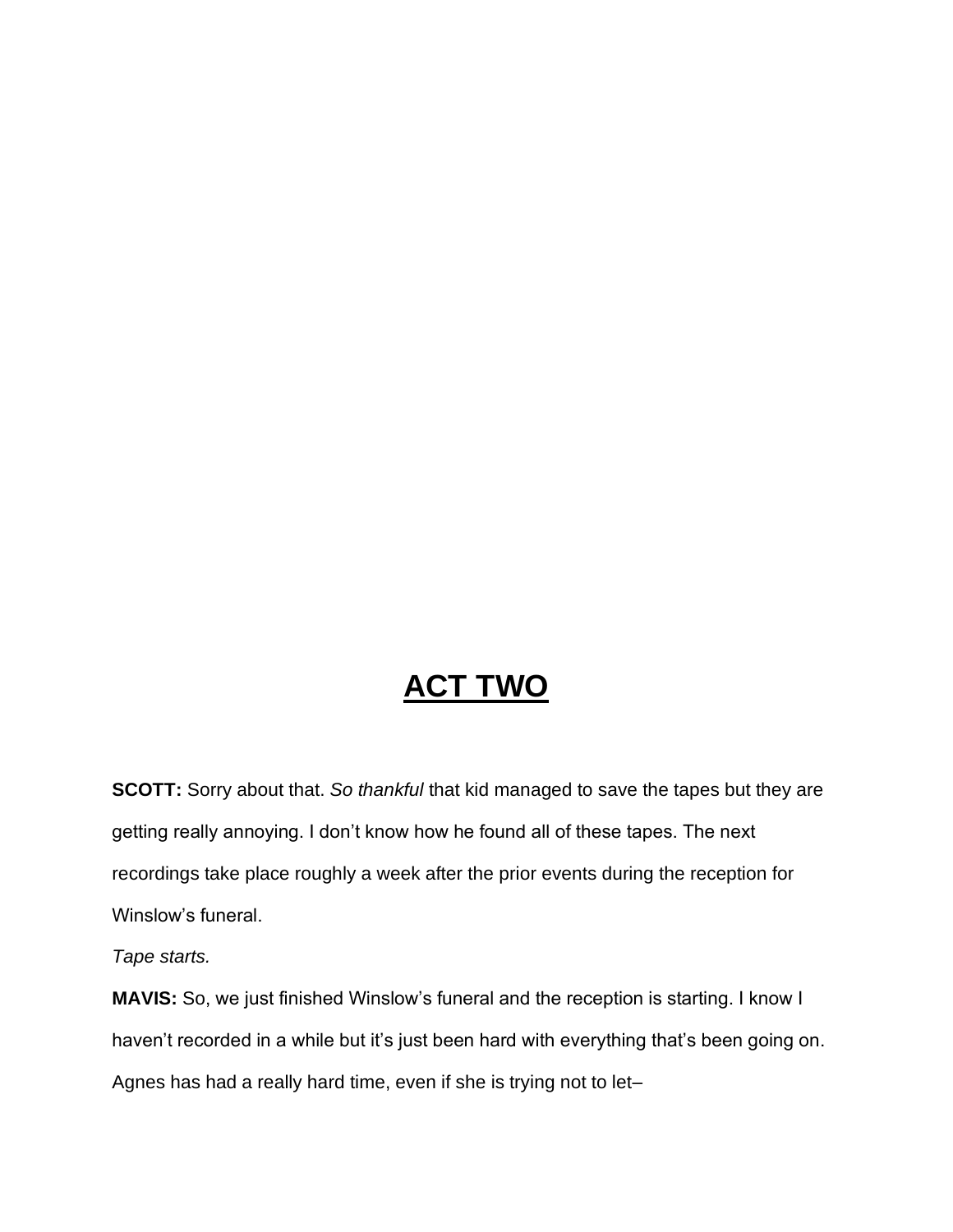# ACT TWO

**SCOTT:** Sorry about that. *So thankful* that kid managed to save the tapes but they are getting really annoying. I don't know how he found all of these tapes. The next recordings take place roughly a week after the prior events during the reception for Winslow's funeral.

*Tape starts.*

**MAVIS:** So, we just finished Winslow's funeral and the reception is starting. I know I haven't recorded in a while but it's just been hard with everything that's been going on. Agnes has had a really hard time, even if she is trying not to let–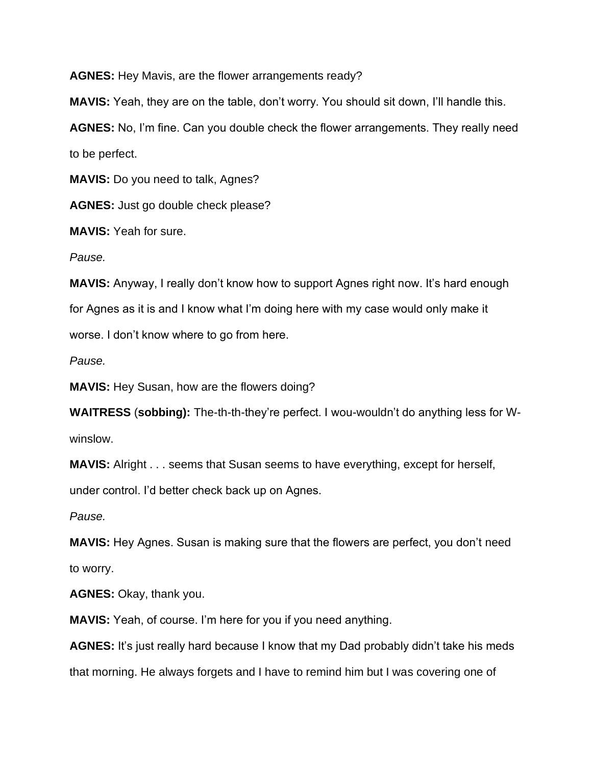**AGNES:** Hey Mavis, are the flower arrangements ready?

**MAVIS:** Yeah, they are on the table, don't worry. You should sit down, I'll handle this.

**AGNES:** No, I'm fine. Can you double check the flower arrangements. They really need to be perfect.

**MAVIS:** Do you need to talk, Agnes?

**AGNES:** Just go double check please?

**MAVIS:** Yeah for sure.

*Pause.*

**MAVIS:** Anyway, I really don't know how to support Agnes right now. It's hard enough for Agnes as it is and I know what I'm doing here with my case would only make it worse. I don't know where to go from here.

*Pause.*

**MAVIS:** Hey Susan, how are the flowers doing?

**WAITRESS** (**sobbing):** The-th-th-they're perfect. I wou-wouldn't do anything less for W-winslow.

**MAVIS:** Alright . . . seems that Susan seems to have everything, except for herself, under control. I'd better check back up on Agnes.

*Pause.*

**MAVIS:** Hey Agnes. Susan is making sure that the flowers are perfect, you don't need to worry.

**AGNES:** Okay, thank you.

**MAVIS:** Yeah, of course. I'm here for you if you need anything.

**AGNES:** It's just really hard because I know that my Dad probably didn't take his meds that morning. He always forgets and I have to remind him but I was covering one of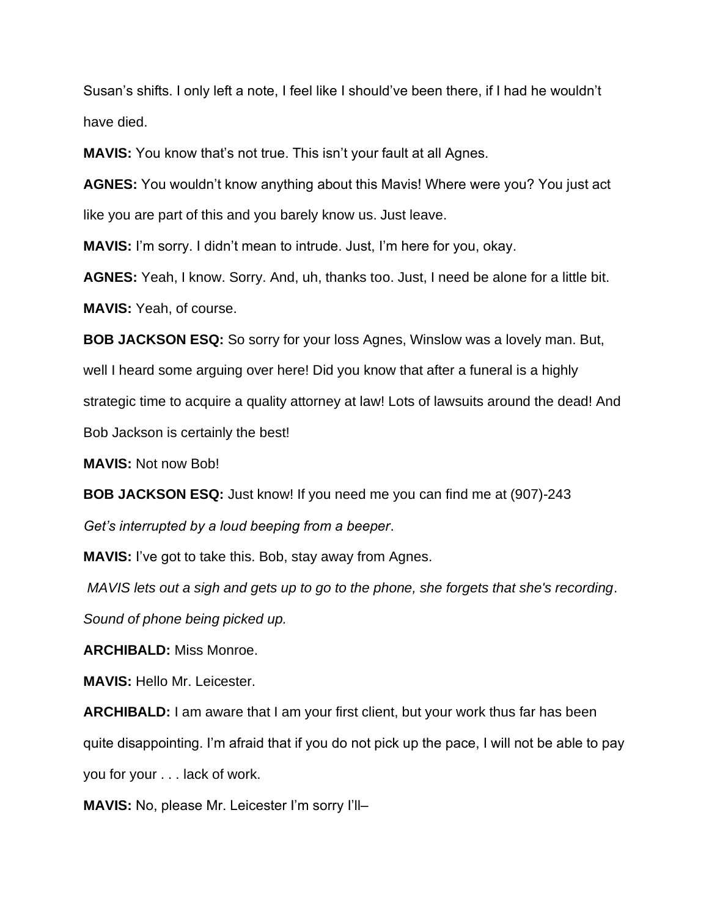Susan's shifts. I only left a note, I feel like I should've been there, if I had he wouldn't have died.

**MAVIS:** You know that's not true. This isn't your fault at all Agnes.

**AGNES:** You wouldn't know anything about this Mavis! Where were you? You just act like you are part of this and you barely know us. Just leave.

**MAVIS:** I'm sorry. I didn't mean to intrude. Just, I'm here for you, okay.

**AGNES:** Yeah, I know. Sorry. And, uh, thanks too. Just, I need be alone for a little bit.

**MAVIS:** Yeah, of course.

**BOB JACKSON ESQ:** So sorry for your loss Agnes, Winslow was a lovely man. But, well I heard some arguing over here! Did you know that after a funeral is a highly strategic time to acquire a quality attorney at law! Lots of lawsuits around the dead! And Bob Jackson is certainly the best!

**MAVIS:** Not now Bob!

**BOB JACKSON ESQ:** Just know! If you need me you can find me at (907)-243

*Get's interrupted by a loud beeping from a beeper*.

**MAVIS:** I've got to take this. Bob, stay away from Agnes.

*MAVIS lets out a sigh and gets up to go to the phone, she forgets that she's recording*.

*Sound of phone being picked up.*

**ARCHIBALD:** Miss Monroe.

**MAVIS:** Hello Mr. Leicester.

**ARCHIBALD:** I am aware that I am your first client, but your work thus far has been quite disappointing. I'm afraid that if you do not pick up the pace, I will not be able to pay you for your . . . lack of work.

**MAVIS:** No, please Mr. Leicester I'm sorry I'll–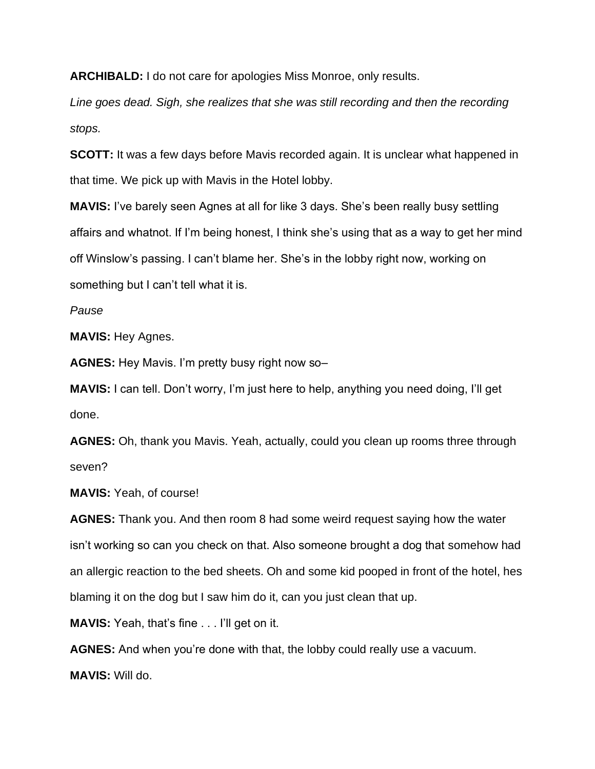**ARCHIBALD:** I do not care for apologies Miss Monroe, only results.

*Line goes dead. Sigh, she realizes that she was still recording and then the recording stops.*

**SCOTT:** It was a few days before Mavis recorded again. It is unclear what happened in that time. We pick up with Mavis in the Hotel lobby.

**MAVIS:** I've barely seen Agnes at all for like 3 days. She's been really busy settling affairs and whatnot. If I'm being honest, I think she's using that as a way to get her mind off Winslow's passing. I can't blame her. She's in the lobby right now, working on something but I can't tell what it is.

*Pause*

**MAVIS:** Hey Agnes.

**AGNES:** Hey Mavis. I'm pretty busy right now so–

**MAVIS:** I can tell. Don't worry, I'm just here to help, anything you need doing, I'll get done.

**AGNES:** Oh, thank you Mavis. Yeah, actually, could you clean up rooms three through seven?

**MAVIS:** Yeah, of course!

**AGNES:** Thank you. And then room 8 had some weird request saying how the water isn't working so can you check on that. Also someone brought a dog that somehow had an allergic reaction to the bed sheets. Oh and some kid pooped in front of the hotel, hes blaming it on the dog but I saw him do it, can you just clean that up.

**MAVIS:** Yeah, that's fine . . . I'll get on it.

**AGNES:** And when you're done with that, the lobby could really use a vacuum.

**MAVIS:** Will do.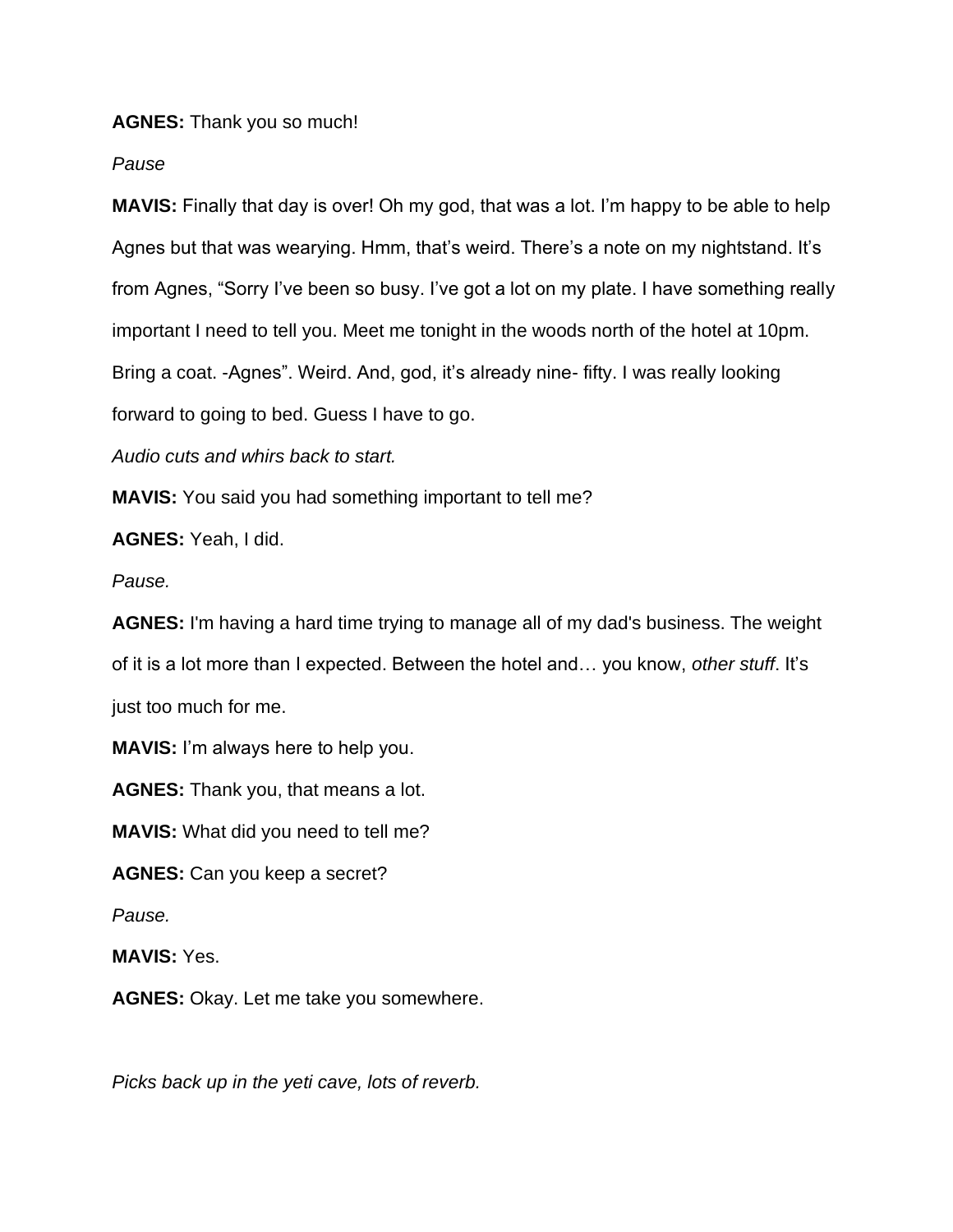**AGNES:** Thank you so much!

*Pause*

**MAVIS:** Finally that day is over! Oh my god, that was a lot. I'm happy to be able to help Agnes but that was wearying. Hmm, that's weird. There's a note on my nightstand. It's from Agnes, "Sorry I've been so busy. I've got a lot on my plate. I have something really important I need to tell you. Meet me tonight in the woods north of the hotel at 10pm. Bring a coat. -Agnes". Weird. And, god, it's already nine- fifty. I was really looking forward to going to bed. Guess I have to go.

*Audio cuts and whirs back to start.*

**MAVIS:** You said you had something important to tell me?

**AGNES:** Yeah, I did.

*Pause.*

**AGNES:** I'm having a hard time trying to manage all of my dad's business. The weight of it is a lot more than I expected. Between the hotel and… you know, *other stuff*. It's just too much for me.

**MAVIS:** I'm always here to help you.

**AGNES:** Thank you, that means a lot.

**MAVIS:** What did you need to tell me?

**AGNES:** Can you keep a secret?

*Pause.*

**MAVIS:** Yes.

**AGNES:** Okay. Let me take you somewhere.

*Picks back up in the yeti cave, lots of reverb.*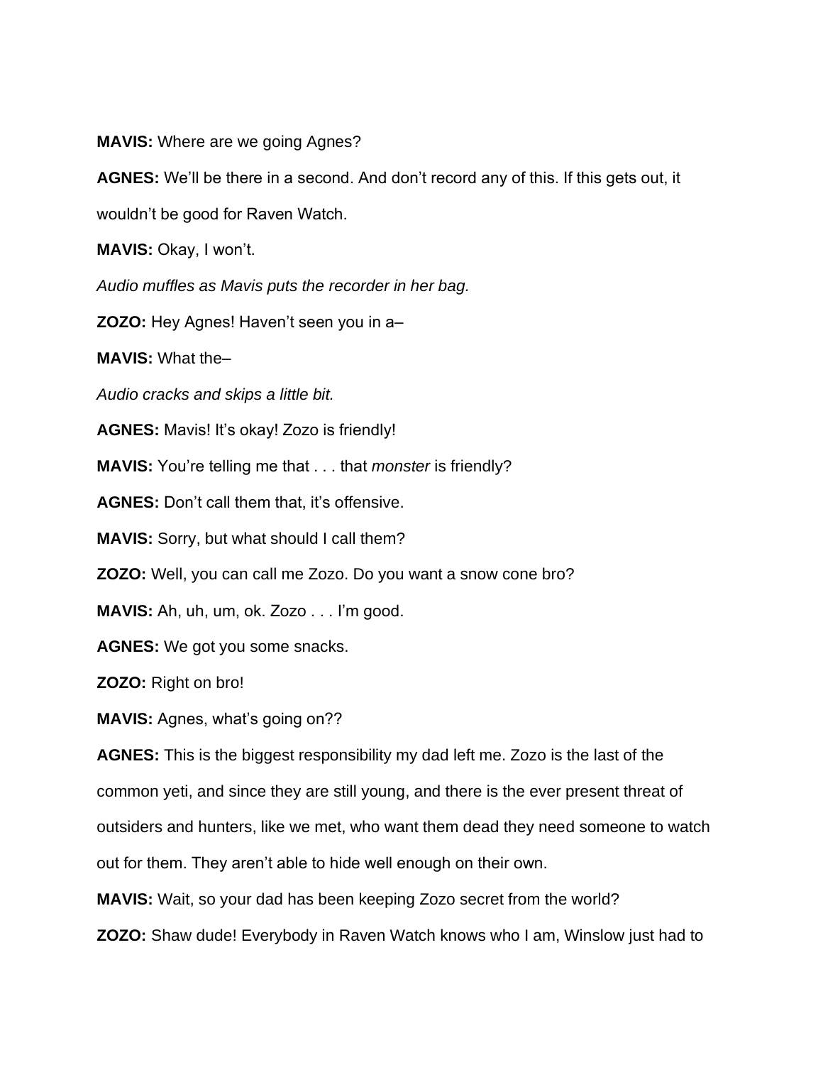**MAVIS:** Where are we going Agnes?

**AGNES:** We'll be there in a second. And don't record any of this. If this gets out, it wouldn't be good for Raven Watch.

**MAVIS:** Okay, I won't.

*Audio muffles as Mavis puts the recorder in her bag.*

**ZOZO:** Hey Agnes! Haven't seen you in a–

**MAVIS:** What the–

*Audio cracks and skips a little bit.*

**AGNES:** Mavis! It's okay! Zozo is friendly!

**MAVIS:** You're telling me that . . . that *monster* is friendly?

**AGNES:** Don't call them that, it's offensive.

**MAVIS:** Sorry, but what should I call them?

**ZOZO:** Well, you can call me Zozo. Do you want a snow cone bro?

**MAVIS:** Ah, uh, um, ok. Zozo . . . I'm good.

**AGNES:** We got you some snacks.

**ZOZO:** Right on bro!

**MAVIS:** Agnes, what's going on??

**AGNES:** This is the biggest responsibility my dad left me. Zozo is the last of the common yeti, and since they are still young, and there is the ever present threat of outsiders and hunters, like we met, who want them dead they need someone to watch out for them. They aren't able to hide well enough on their own.

**MAVIS:** Wait, so your dad has been keeping Zozo secret from the world?

**ZOZO:** Shaw dude! Everybody in Raven Watch knows who I am, Winslow just had to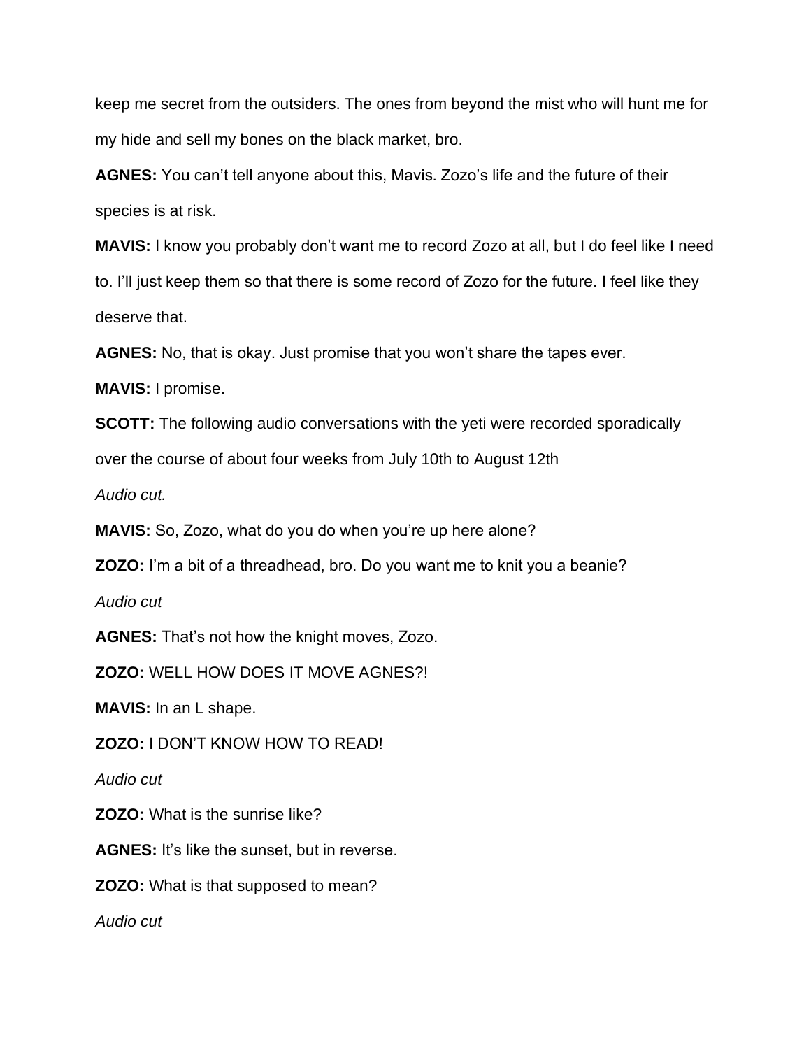keep me secret from the outsiders. The ones from beyond the mist who will hunt me for my hide and sell my bones on the black market, bro.

**AGNES:** You can't tell anyone about this, Mavis. Zozo's life and the future of their species is at risk.

**MAVIS:** I know you probably don't want me to record Zozo at all, but I do feel like I need to. I'll just keep them so that there is some record of Zozo for the future. I feel like they deserve that.

**AGNES:** No, that is okay. Just promise that you won't share the tapes ever.

**MAVIS:** I promise.

**SCOTT:** The following audio conversations with the yeti were recorded sporadically over the course of about four weeks from July 10th to August 12th

*Audio cut.*

**MAVIS:** So, Zozo, what do you do when you're up here alone?

**ZOZO:** I'm a bit of a threadhead, bro. Do you want me to knit you a beanie?

*Audio cut*

**AGNES:** That's not how the knight moves, Zozo.

**ZOZO:** WELL HOW DOES IT MOVE AGNES?!

**MAVIS:** In an L shape.

**ZOZO:** I DON'T KNOW HOW TO READ!

*Audio cut*

**ZOZO:** What is the sunrise like?

**AGNES:** It's like the sunset, but in reverse.

**ZOZO:** What is that supposed to mean?

*Audio cut*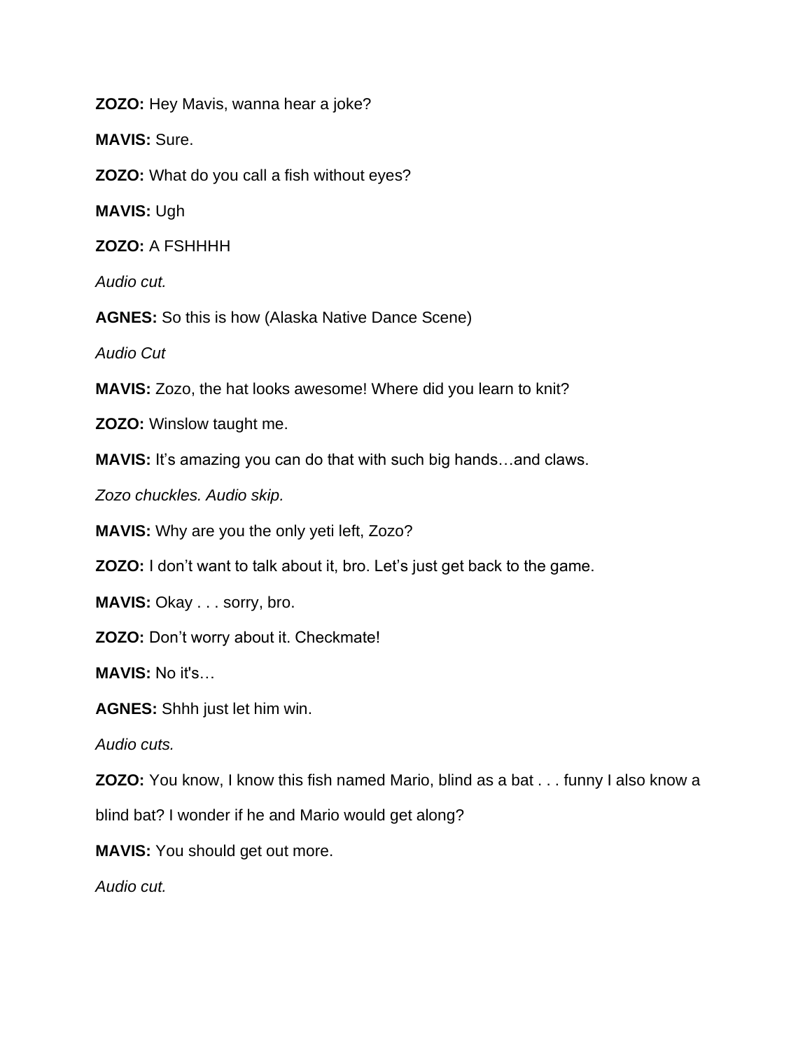**ZOZO:** Hey Mavis, wanna hear a joke?

**MAVIS:** Sure.

**ZOZO:** What do you call a fish without eyes?

**MAVIS:** Ugh

**ZOZO:** A FSHHHH

*Audio cut.*

**AGNES:** So this is how (Alaska Native Dance Scene)

*Audio Cut*

**MAVIS:** Zozo, the hat looks awesome! Where did you learn to knit?

**ZOZO:** Winslow taught me.

**MAVIS:** It's amazing you can do that with such big hands…and claws.

*Zozo chuckles. Audio skip.*

**MAVIS:** Why are you the only yeti left, Zozo?

**ZOZO:** I don't want to talk about it, bro. Let's just get back to the game.

**MAVIS:** Okay . . . sorry, bro.

**ZOZO:** Don't worry about it. Checkmate!

**MAVIS:** No it's…

**AGNES:** Shhh just let him win.

*Audio cuts.*

**ZOZO:** You know, I know this fish named Mario, blind as a bat . . . funny I also know a blind bat? I wonder if he and Mario would get along?

**MAVIS:** You should get out more.

*Audio cut.*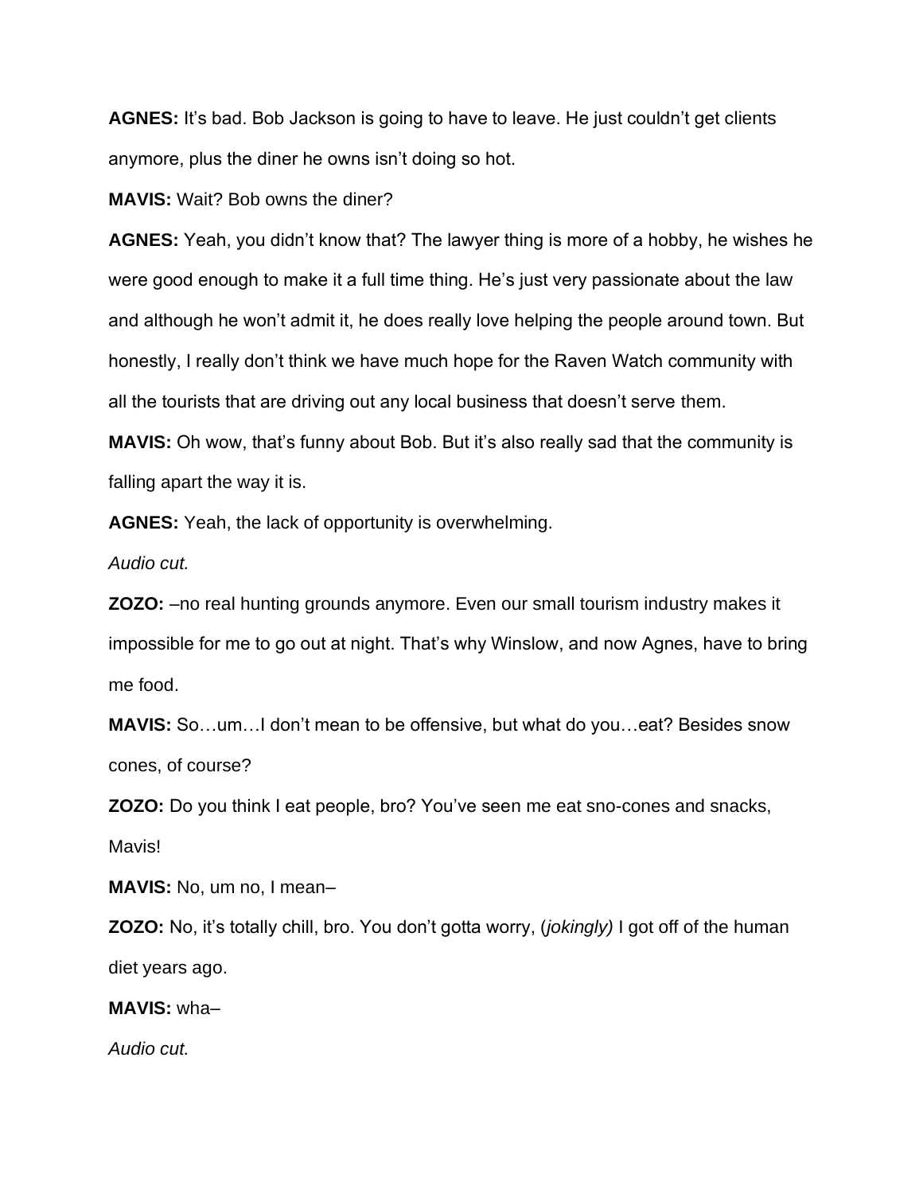**AGNES:** It's bad. Bob Jackson is going to have to leave. He just couldn't get clients anymore, plus the diner he owns isn't doing so hot.

**MAVIS:** Wait? Bob owns the diner?

**AGNES:** Yeah, you didn't know that? The lawyer thing is more of a hobby, he wishes he were good enough to make it a full time thing. He's just very passionate about the law and although he won't admit it, he does really love helping the people around town. But honestly, I really don't think we have much hope for the Raven Watch community with all the tourists that are driving out any local business that doesn't serve them.

**MAVIS:** Oh wow, that's funny about Bob. But it's also really sad that the community is falling apart the way it is.

**AGNES:** Yeah, the lack of opportunity is overwhelming.

*Audio cut.*

**ZOZO:** –no real hunting grounds anymore. Even our small tourism industry makes it impossible for me to go out at night. That's why Winslow, and now Agnes, have to bring me food.

**MAVIS:** So…um…I don't mean to be offensive, but what do you…eat? Besides snow cones, of course?

**ZOZO:** Do you think I eat people, bro? You've seen me eat sno-cones and snacks, Mavis!

**MAVIS:** No, um no, I mean–

**ZOZO:** No, it's totally chill, bro. You don't gotta worry, (*jokingly)* I got off of the human diet years ago.

**MAVIS:** wha–

*Audio cut.*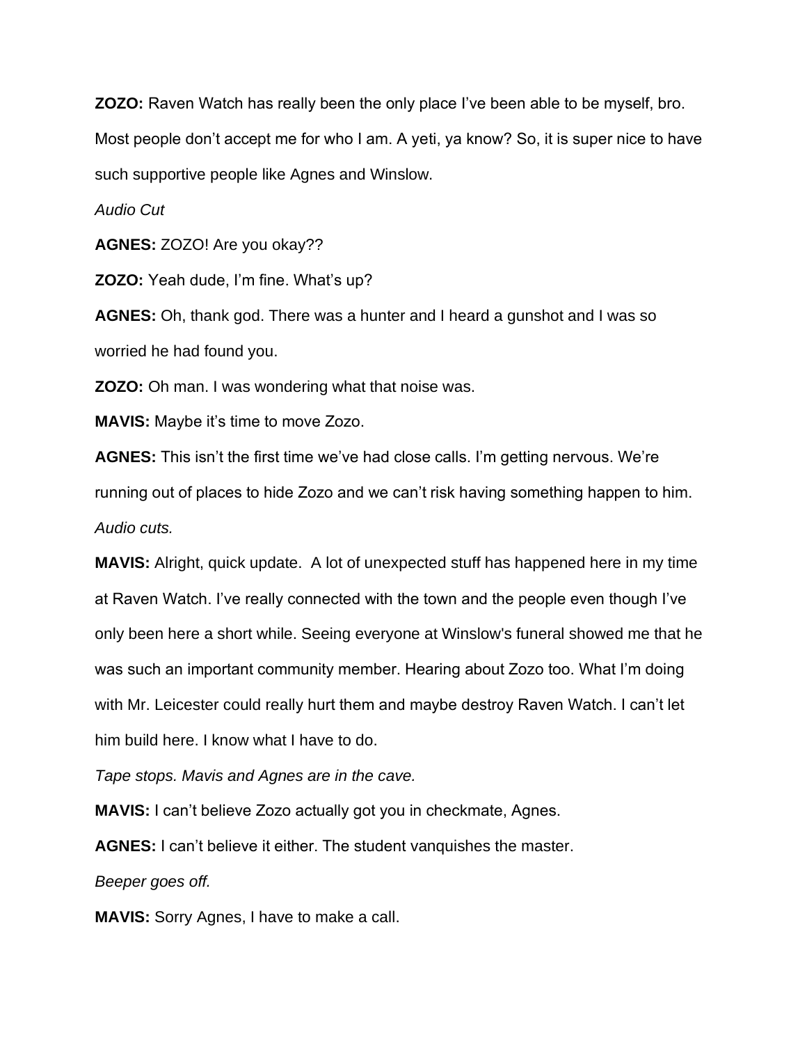**ZOZO:** Raven Watch has really been the only place I've been able to be myself, bro. Most people don't accept me for who I am. A yeti, ya know? So, it is super nice to have such supportive people like Agnes and Winslow.

*Audio Cut*

**AGNES:** ZOZO! Are you okay??

**ZOZO:** Yeah dude, I'm fine. What's up?

**AGNES:** Oh, thank god. There was a hunter and I heard a gunshot and I was so worried he had found you.

**ZOZO:** Oh man. I was wondering what that noise was.

**MAVIS:** Maybe it's time to move Zozo.

**AGNES:** This isn't the first time we've had close calls. I'm getting nervous. We're running out of places to hide Zozo and we can't risk having something happen to him.

*Audio cuts.*

**MAVIS:** Alright, quick update. A lot of unexpected stuff has happened here in my time at Raven Watch. I've really connected with the town and the people even though I've only been here a short while. Seeing everyone at Winslow's funeral showed me that he was such an important community member. Hearing about Zozo too. What I'm doing with Mr. Leicester could really hurt them and maybe destroy Raven Watch. I can't let him build here. I know what I have to do.

*Tape stops. Mavis and Agnes are in the cave.*

**MAVIS:** I can't believe Zozo actually got you in checkmate, Agnes.

**AGNES:** I can't believe it either. The student vanquishes the master.

*Beeper goes off.*

**MAVIS:** Sorry Agnes, I have to make a call.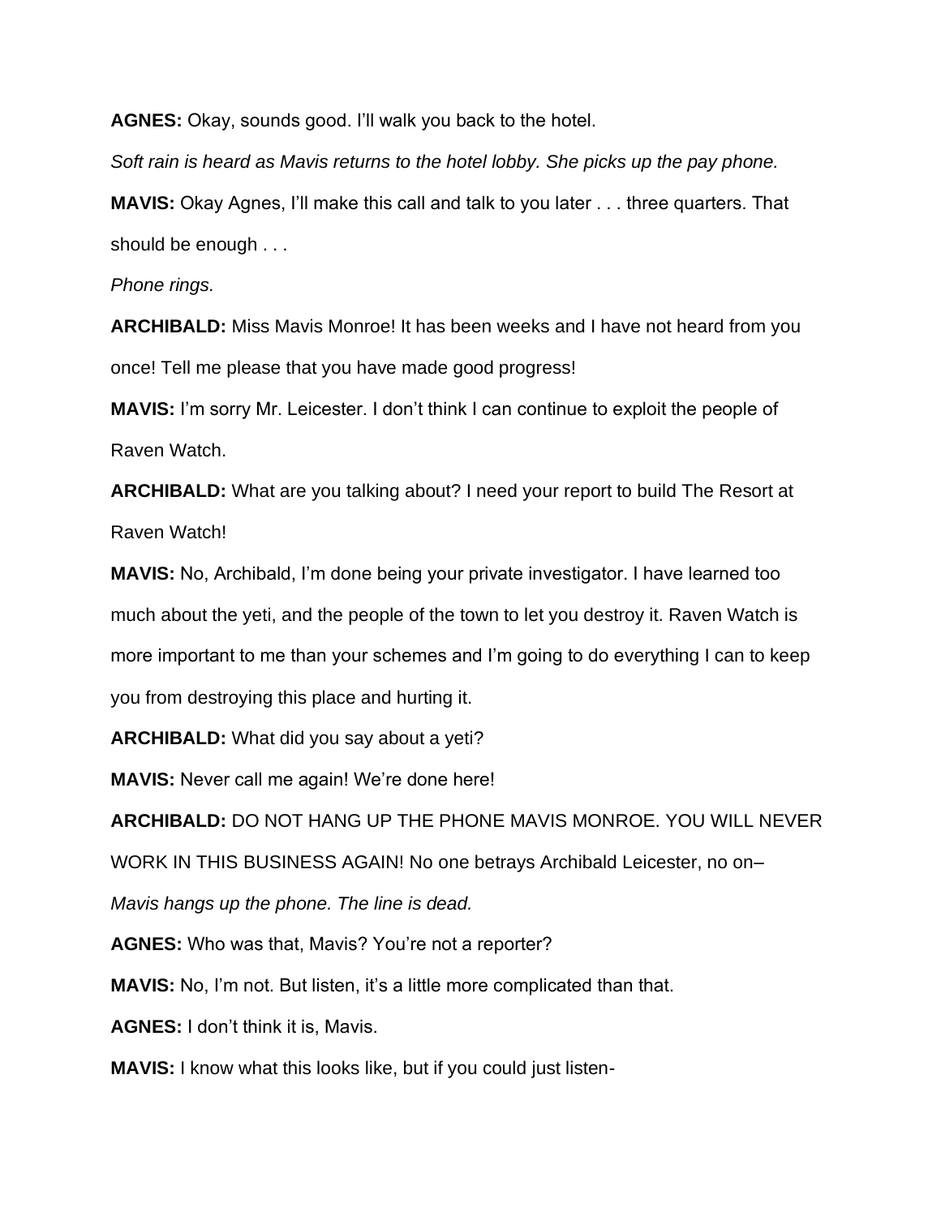**AGNES:** Okay, sounds good. I'll walk you back to the hotel.

*Soft rain is heard as Mavis returns to the hotel lobby. She picks up the pay phone.*

**MAVIS:** Okay Agnes, I'll make this call and talk to you later . . . three quarters. That should be enough . . .

*Phone rings.*

**ARCHIBALD:** Miss Mavis Monroe! It has been weeks and I have not heard from you once! Tell me please that you have made good progress!

**MAVIS:** I'm sorry Mr. Leicester. I don't think I can continue to exploit the people of Raven Watch.

**ARCHIBALD:** What are you talking about? I need your report to build The Resort at Raven Watch!

**MAVIS:** No, Archibald, I'm done being your private investigator. I have learned too much about the yeti, and the people of the town to let you destroy it. Raven Watch is more important to me than your schemes and I'm going to do everything I can to keep you from destroying this place and hurting it.

**ARCHIBALD:** What did you say about a yeti?

**MAVIS:** Never call me again! We're done here!

**ARCHIBALD:** DO NOT HANG UP THE PHONE MAVIS MONROE. YOU WILL NEVER WORK IN THIS BUSINESS AGAIN! No one betrays Archibald Leicester, no on–

*Mavis hangs up the phone. The line is dead.*

**AGNES:** Who was that, Mavis? You're not a reporter?

**MAVIS:** No, I'm not. But listen, it's a little more complicated than that.

**AGNES:** I don't think it is, Mavis.

**MAVIS:** I know what this looks like, but if you could just listen-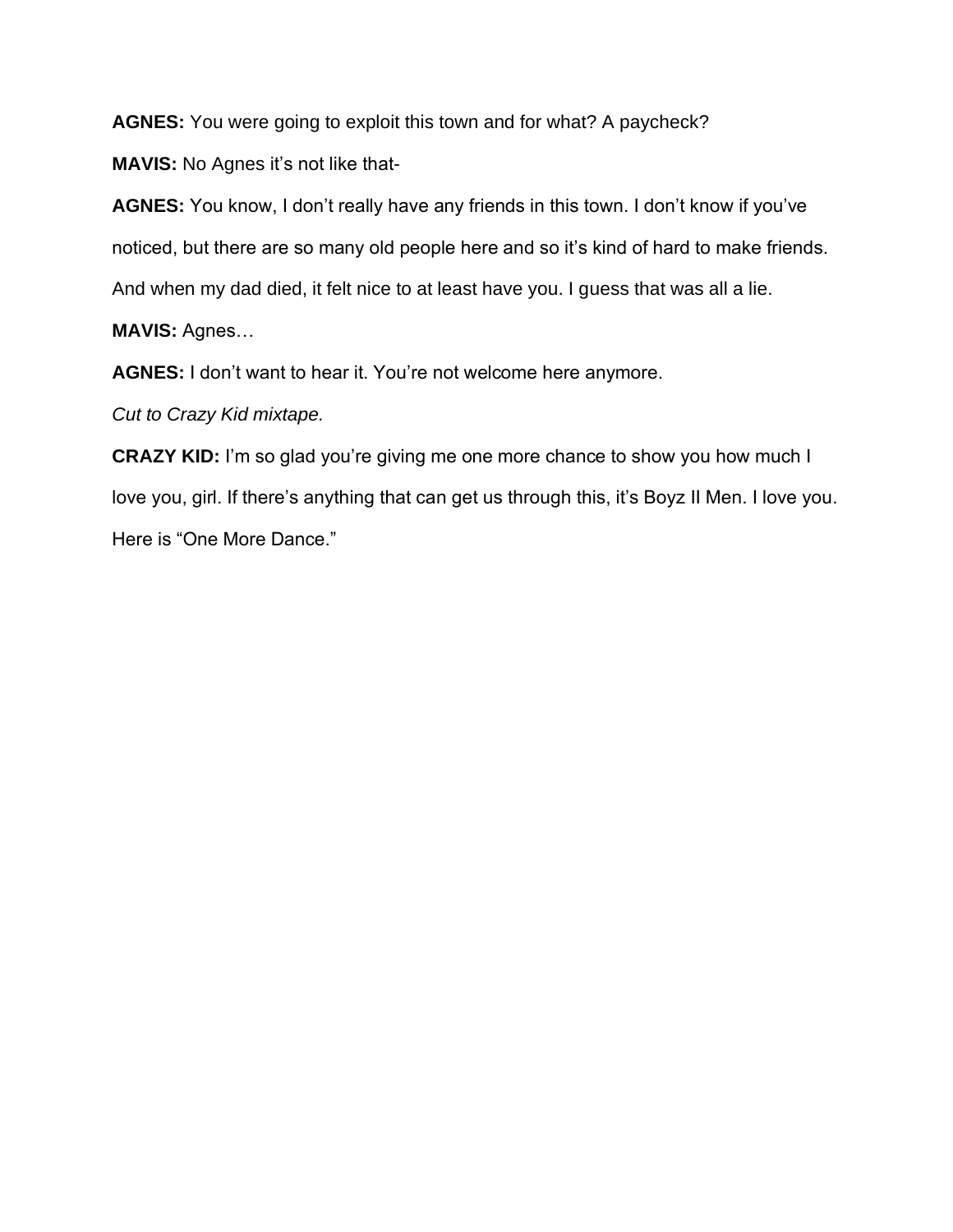**AGNES:** You were going to exploit this town and for what? A paycheck?

**MAVIS:** No Agnes it's not like that-

**AGNES:** You know, I don't really have any friends in this town. I don't know if you've noticed, but there are so many old people here and so it's kind of hard to make friends. And when my dad died, it felt nice to at least have you. I guess that was all a lie.

**MAVIS:** Agnes…

**AGNES:** I don't want to hear it. You're not welcome here anymore.

*Cut to Crazy Kid mixtape.*

**CRAZY KID:** I'm so glad you're giving me one more chance to show you how much I love you, girl. If there's anything that can get us through this, it's Boyz II Men. I love you. Here is "One More Dance."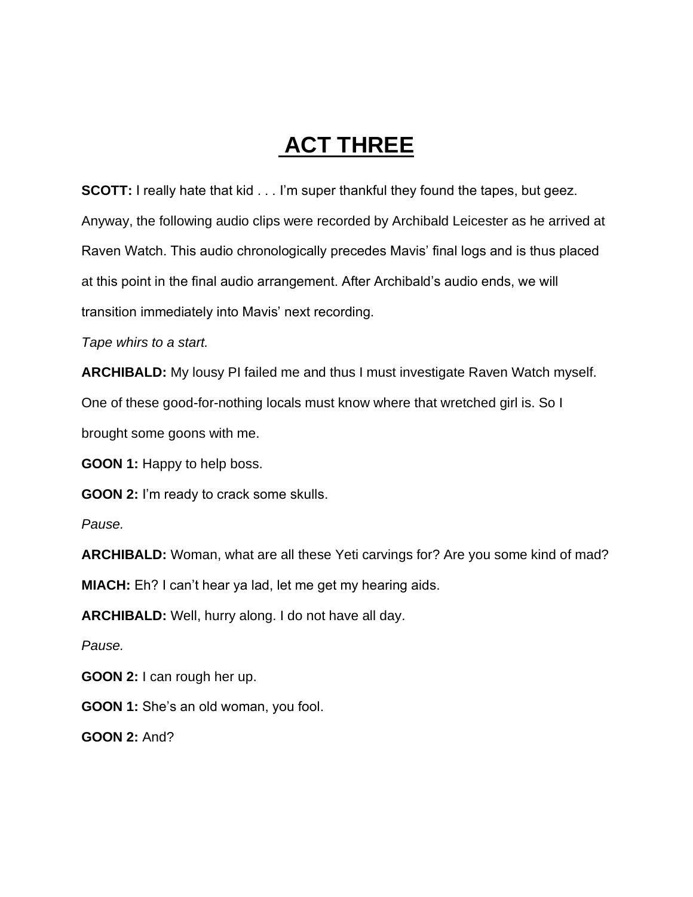# ACT THREE

**SCOTT:** I really hate that kid . . . I'm super thankful they found the tapes, but geez. Anyway, the following audio clips were recorded by Archibald Leicester as he arrived at Raven Watch. This audio chronologically precedes Mavis' final logs and is thus placed at this point in the final audio arrangement. After Archibald's audio ends, we will transition immediately into Mavis' next recording.

*Tape whirs to a start.*

**ARCHIBALD:** My lousy PI failed me and thus I must investigate Raven Watch myself. One of these good-for-nothing locals must know where that wretched girl is. So I brought some goons with me.

**GOON 1:** Happy to help boss.

**GOON 2:** I'm ready to crack some skulls.

*Pause.*

**ARCHIBALD:** Woman, what are all these Yeti carvings for? Are you some kind of mad?

**MIACH:** Eh? I can't hear ya lad, let me get my hearing aids.

**ARCHIBALD:** Well, hurry along. I do not have all day.

*Pause.*

**GOON 2:** I can rough her up.

**GOON 1:** She's an old woman, you fool.

**GOON 2:** And?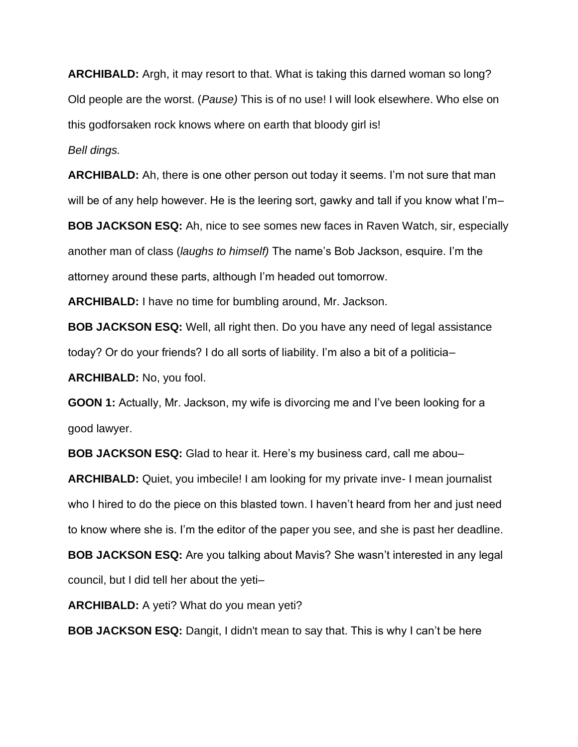**ARCHIBALD:** Argh, it may resort to that. What is taking this darned woman so long? Old people are the worst. (*Pause)* This is of no use! I will look elsewhere. Who else on this godforsaken rock knows where on earth that bloody girl is!

*Bell dings.*

**ARCHIBALD:** Ah, there is one other person out today it seems. I'm not sure that man will be of any help however. He is the leering sort, gawky and tall if you know what I'm–

**BOB JACKSON ESQ:** Ah, nice to see somes new faces in Raven Watch, sir, especially another man of class (*laughs to himself)* The name's Bob Jackson, esquire. I'm the attorney around these parts, although I'm headed out tomorrow.

**ARCHIBALD:** I have no time for bumbling around, Mr. Jackson.

**BOB JACKSON ESQ:** Well, all right then. Do you have any need of legal assistance today? Or do your friends? I do all sorts of liability. I'm also a bit of a politicia–

**ARCHIBALD:** No, you fool.

**GOON 1:** Actually, Mr. Jackson, my wife is divorcing me and I've been looking for a good lawyer.

**BOB JACKSON ESQ:** Glad to hear it. Here's my business card, call me abou–

**ARCHIBALD:** Quiet, you imbecile! I am looking for my private inve- I mean journalist who I hired to do the piece on this blasted town. I haven't heard from her and just need to know where she is. I'm the editor of the paper you see, and she is past her deadline.

**BOB JACKSON ESQ:** Are you talking about Mavis? She wasn't interested in any legal council, but I did tell her about the yeti–

**ARCHIBALD:** A yeti? What do you mean yeti?

**BOB JACKSON ESQ:** Dangit, I didn't mean to say that. This is why I can't be here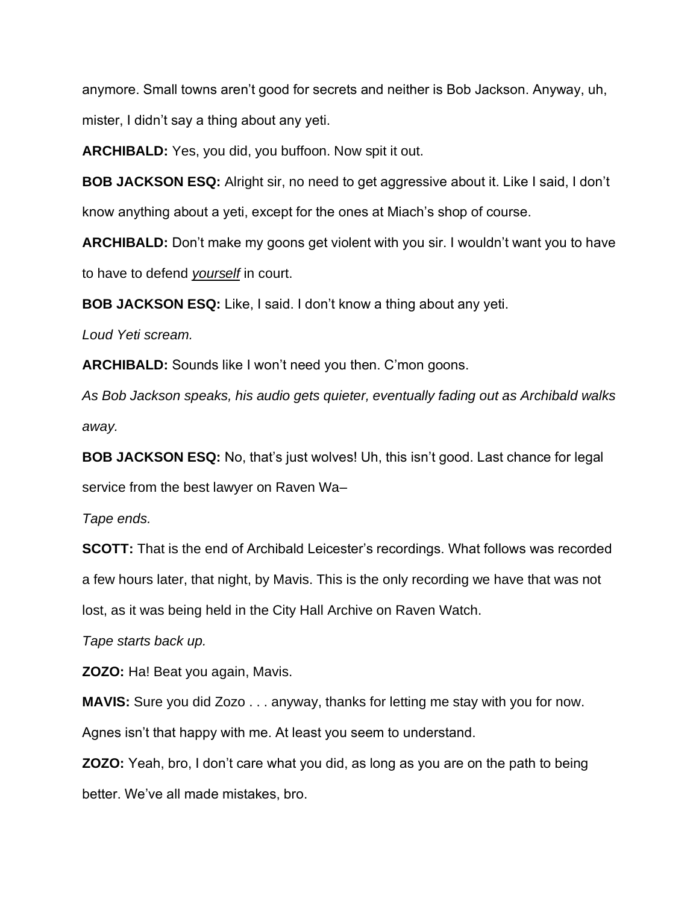anymore. Small towns aren't good for secrets and neither is Bob Jackson. Anyway, uh, mister, I didn't say a thing about any yeti.

**ARCHIBALD:** Yes, you did, you buffoon. Now spit it out.

**BOB JACKSON ESQ:** Alright sir, no need to get aggressive about it. Like I said, I don't know anything about a yeti, except for the ones at Miach's shop of course.

**ARCHIBALD:** Don't make my goons get violent with you sir. I wouldn't want you to have to have to defend _**yourself**_ in court.

**BOB JACKSON ESQ:** Like, I said. I don't know a thing about any yeti.

*Loud Yeti scream.*

**ARCHIBALD:** Sounds like I won't need you then. C'mon goons.

*As Bob Jackson speaks, his audio gets quieter, eventually fading out as Archibald walks away.*

**BOB JACKSON ESQ:** No, that's just wolves! Uh, this isn't good. Last chance for legal service from the best lawyer on Raven Wa–

*Tape ends.*

**SCOTT:** That is the end of Archibald Leicester's recordings. What follows was recorded a few hours later, that night, by Mavis. This is the only recording we have that was not lost, as it was being held in the City Hall Archive on Raven Watch.

*Tape starts back up.*

**ZOZO:** Ha! Beat you again, Mavis.

**MAVIS:** Sure you did Zozo . . . anyway, thanks for letting me stay with you for now. Agnes isn't that happy with me. At least you seem to understand.

**ZOZO:** Yeah, bro, I don't care what you did, as long as you are on the path to being better. We've all made mistakes, bro.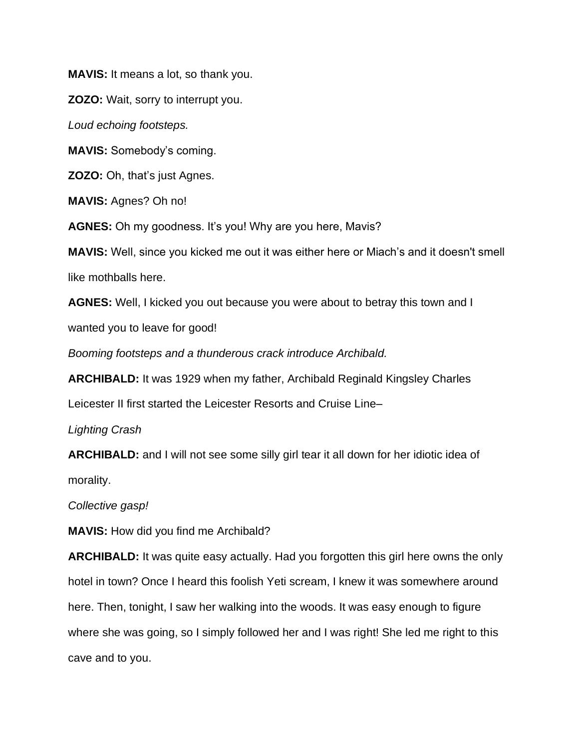**MAVIS:** It means a lot, so thank you.

**ZOZO:** Wait, sorry to interrupt you.

*Loud echoing footsteps.*

**MAVIS:** Somebody's coming.

**ZOZO:** Oh, that's just Agnes.

**MAVIS:** Agnes? Oh no!

**AGNES:** Oh my goodness. It's you! Why are you here, Mavis?

**MAVIS:** Well, since you kicked me out it was either here or Miach's and it doesn't smell like mothballs here.

**AGNES:** Well, I kicked you out because you were about to betray this town and I wanted you to leave for good!

*Booming footsteps and a thunderous crack introduce Archibald.*

**ARCHIBALD:** It was 1929 when my father, Archibald Reginald Kingsley Charles Leicester II first started the Leicester Resorts and Cruise Line–

*Lighting Crash*

**ARCHIBALD:** and I will not see some silly girl tear it all down for her idiotic idea of morality.

*Collective gasp!*

**MAVIS:** How did you find me Archibald?

**ARCHIBALD:** It was quite easy actually. Had you forgotten this girl here owns the only hotel in town? Once I heard this foolish Yeti scream, I knew it was somewhere around here. Then, tonight, I saw her walking into the woods. It was easy enough to figure where she was going, so I simply followed her and I was right! She led me right to this cave and to you.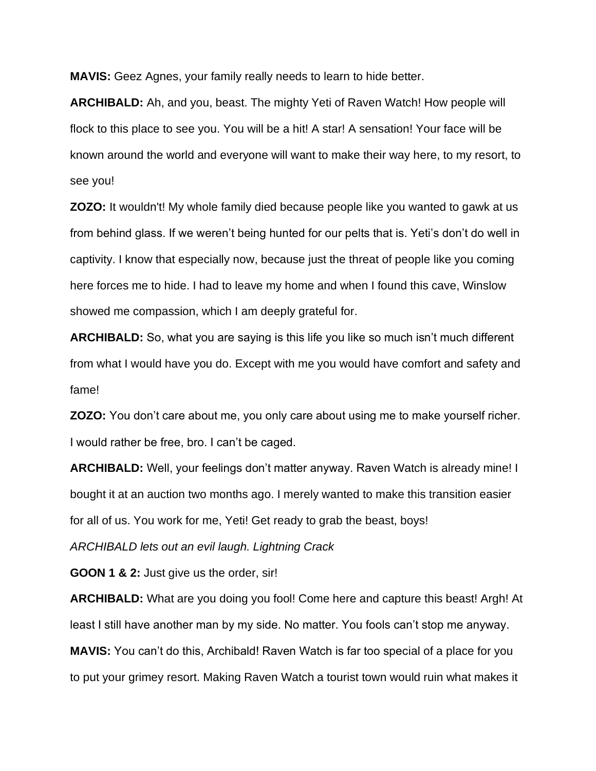**MAVIS:** Geez Agnes, your family really needs to learn to hide better.

**ARCHIBALD:** Ah, and you, beast. The mighty Yeti of Raven Watch! How people will flock to this place to see you. You will be a hit! A star! A sensation! Your face will be known around the world and everyone will want to make their way here, to my resort, to see you!

**ZOZO:** It wouldn't! My whole family died because people like you wanted to gawk at us from behind glass. If we weren't being hunted for our pelts that is. Yeti's don't do well in captivity. I know that especially now, because just the threat of people like you coming here forces me to hide. I had to leave my home and when I found this cave, Winslow showed me compassion, which I am deeply grateful for.

**ARCHIBALD:** So, what you are saying is this life you like so much isn't much different from what I would have you do. Except with me you would have comfort and safety and fame!

**ZOZO:** You don't care about me, you only care about using me to make yourself richer. I would rather be free, bro. I can't be caged.

**ARCHIBALD:** Well, your feelings don't matter anyway. Raven Watch is already mine! I bought it at an auction two months ago. I merely wanted to make this transition easier for all of us. You work for me, Yeti! Get ready to grab the beast, boys!

*ARCHIBALD lets out an evil laugh. Lightning Crack*

**GOON 1 & 2:** Just give us the order, sir!

**ARCHIBALD:** What are you doing you fool! Come here and capture this beast! Argh! At least I still have another man by my side. No matter. You fools can't stop me anyway.

**MAVIS:** You can't do this, Archibald! Raven Watch is far too special of a place for you to put your grimey resort. Making Raven Watch a tourist town would ruin what makes it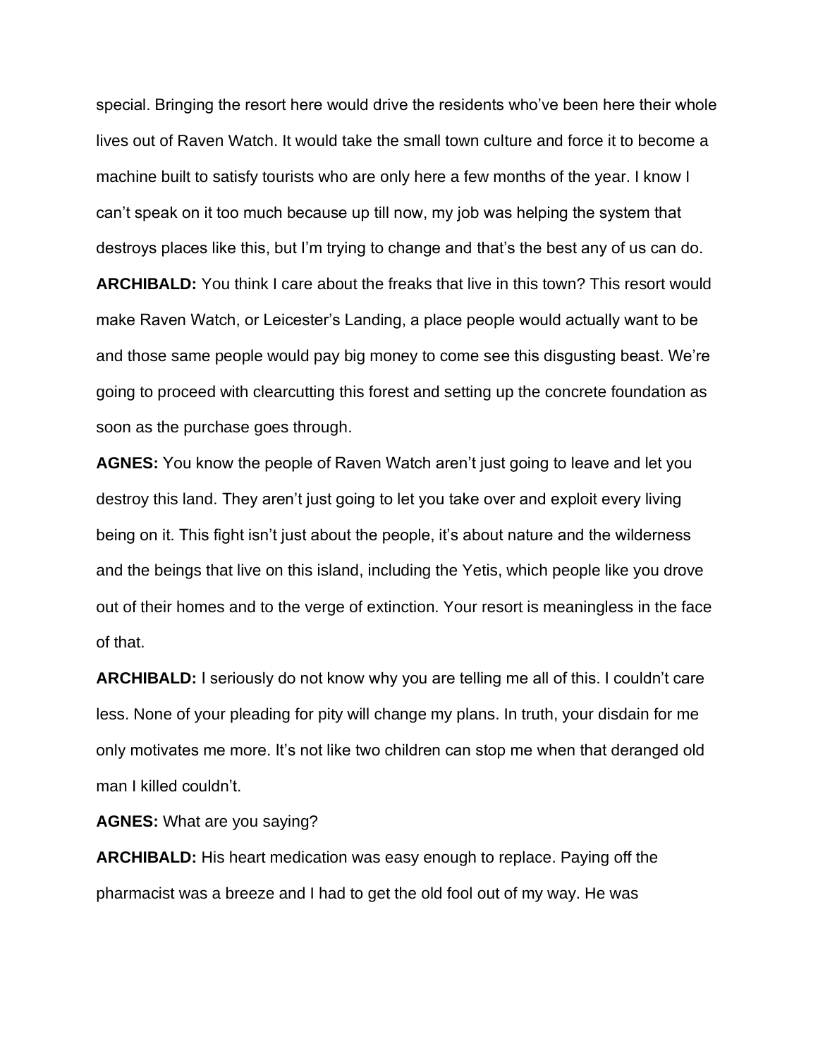special. Bringing the resort here would drive the residents who've been here their whole lives out of Raven Watch. It would take the small town culture and force it to become a machine built to satisfy tourists who are only here a few months of the year. I know I can't speak on it too much because up till now, my job was helping the system that destroys places like this, but I'm trying to change and that's the best any of us can do.

**ARCHIBALD:** You think I care about the freaks that live in this town? This resort would make Raven Watch, or Leicester's Landing, a place people would actually want to be and those same people would pay big money to come see this disgusting beast. We're going to proceed with clearcutting this forest and setting up the concrete foundation as soon as the purchase goes through.

**AGNES:** You know the people of Raven Watch aren't just going to leave and let you destroy this land. They aren't just going to let you take over and exploit every living being on it. This fight isn't just about the people, it's about nature and the wilderness and the beings that live on this island, including the Yetis, which people like you drove out of their homes and to the verge of extinction. Your resort is meaningless in the face of that.

**ARCHIBALD:** I seriously do not know why you are telling me all of this. I couldn't care less. None of your pleading for pity will change my plans. In truth, your disdain for me only motivates me more. It's not like two children can stop me when that deranged old man I killed couldn't.

**AGNES:** What are you saying?

**ARCHIBALD:** His heart medication was easy enough to replace. Paying off the pharmacist was a breeze and I had to get the old fool out of my way. He was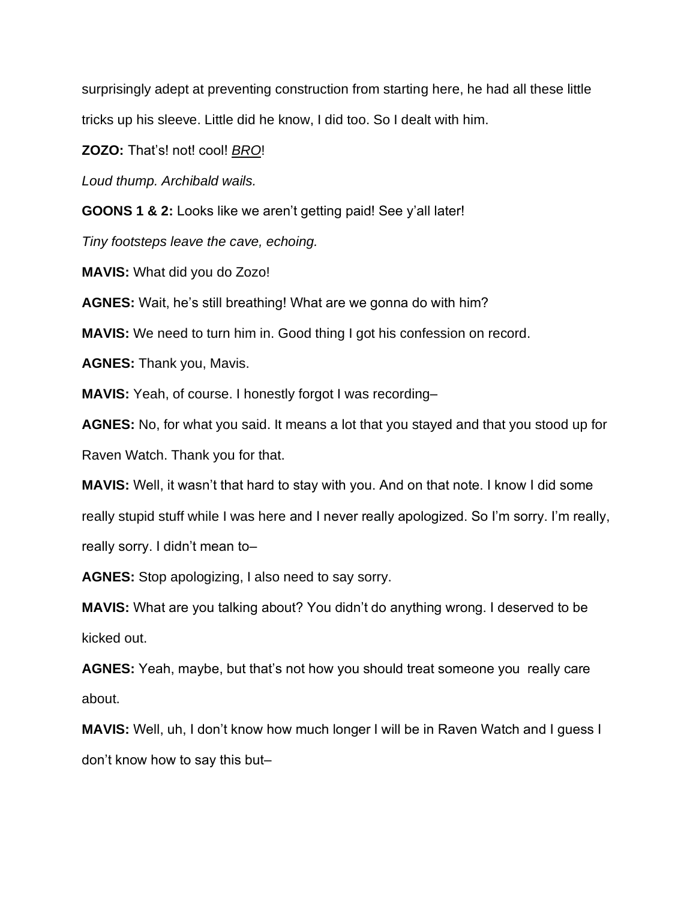surprisingly adept at preventing construction from starting here, he had all these little tricks up his sleeve. Little did he know, I did too. So I dealt with him.

**ZOZO:** That's! not! cool! *BRO*!

*Loud thump. Archibald wails.*

**GOONS 1 & 2:** Looks like we aren't getting paid! See y'all later!

*Tiny footsteps leave the cave, echoing.*

**MAVIS:** What did you do Zozo!

**AGNES:** Wait, he's still breathing! What are we gonna do with him?

**MAVIS:** We need to turn him in. Good thing I got his confession on record.

**AGNES:** Thank you, Mavis.

**MAVIS:** Yeah, of course. I honestly forgot I was recording–

**AGNES:** No, for what you said. It means a lot that you stayed and that you stood up for Raven Watch. Thank you for that.

**MAVIS:** Well, it wasn't that hard to stay with you. And on that note. I know I did some really stupid stuff while I was here and I never really apologized. So I'm sorry. I'm really, really sorry. I didn't mean to–

**AGNES:** Stop apologizing, I also need to say sorry.

**MAVIS:** What are you talking about? You didn't do anything wrong. I deserved to be kicked out.

**AGNES:** Yeah, maybe, but that's not how you should treat someone you really care about.

**MAVIS:** Well, uh, I don't know how much longer I will be in Raven Watch and I guess I don't know how to say this but–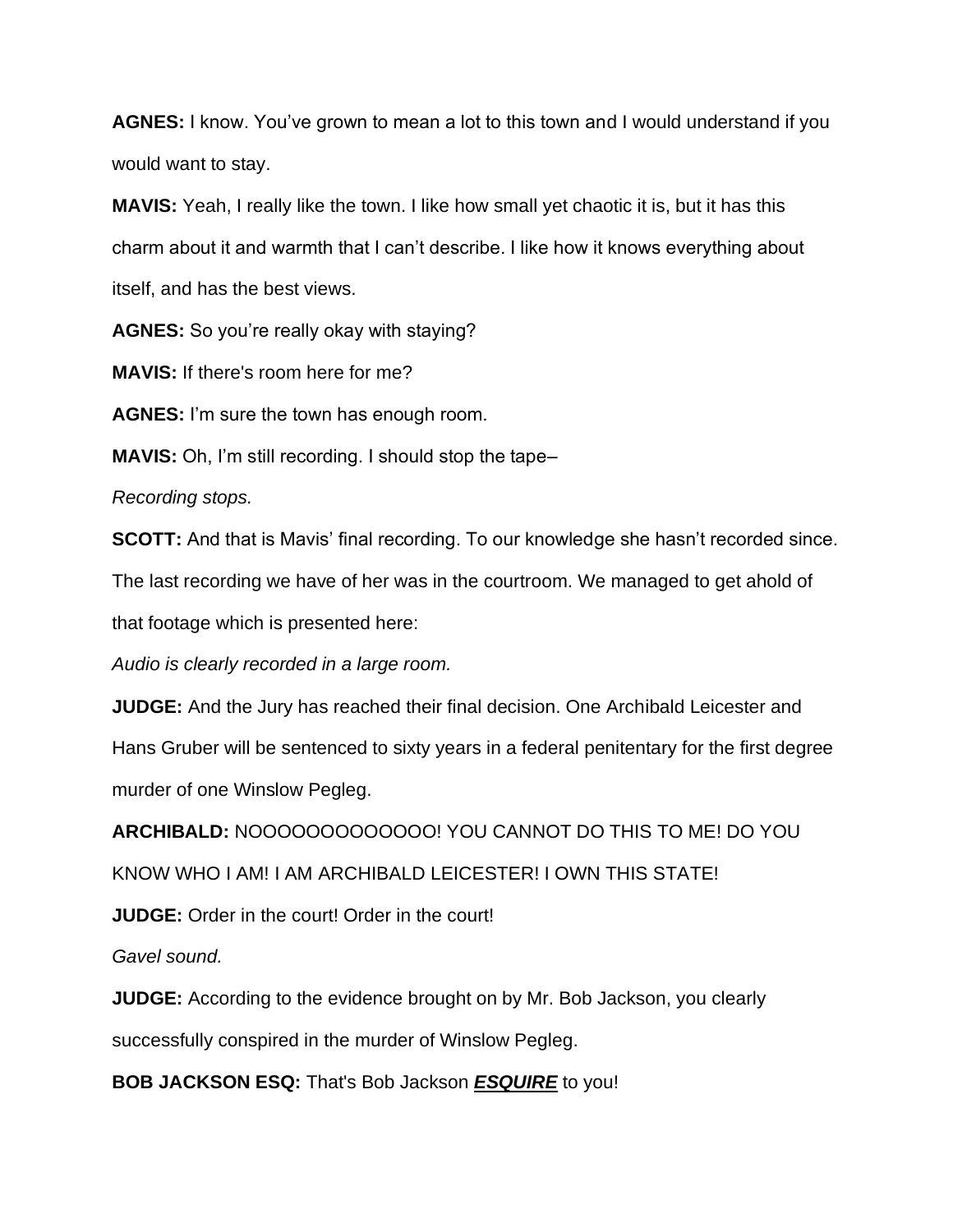**AGNES:** I know. You've grown to mean a lot to this town and I would understand if you would want to stay.

**MAVIS:** Yeah, I really like the town. I like how small yet chaotic it is, but it has this charm about it and warmth that I can't describe. I like how it knows everything about itself, and has the best views.

**AGNES:** So you're really okay with staying?

**MAVIS:** If there's room here for me?

**AGNES:** I'm sure the town has enough room.

**MAVIS:** Oh, I'm still recording. I should stop the tape–

*Recording stops.*

**SCOTT:** And that is Mavis' final recording. To our knowledge she hasn't recorded since. The last recording we have of her was in the courtroom. We managed to get ahold of that footage which is presented here:

*Audio is clearly recorded in a large room.*

**JUDGE:** And the Jury has reached their final decision. One Archibald Leicester and Hans Gruber will be sentenced to sixty years in a federal penitentary for the first degree murder of one Winslow Pegleg.

**ARCHIBALD:** NOOOOOOOOOOOOO! YOU CANNOT DO THIS TO ME! DO YOU KNOW WHO I AM! I AM ARCHIBALD LEICESTER! I OWN THIS STATE!

**JUDGE:** Order in the court! Order in the court!

*Gavel sound.*

**JUDGE:** According to the evidence brought on by Mr. Bob Jackson, you clearly successfully conspired in the murder of Winslow Pegleg.

**BOB JACKSON ESQ:** That's Bob Jackson ***ESQUIRE*** to you!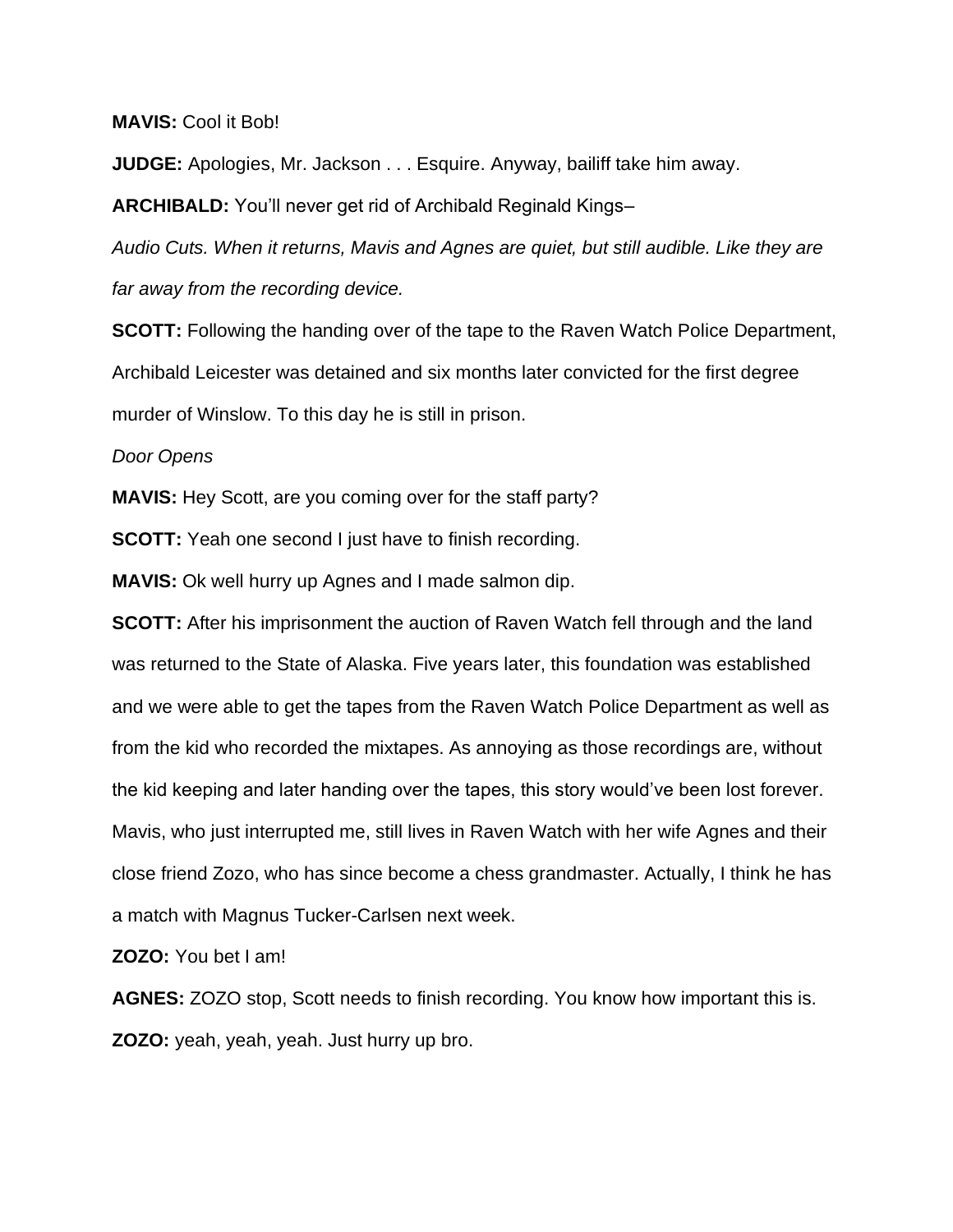**MAVIS:** Cool it Bob!

**JUDGE:** Apologies, Mr. Jackson . . . Esquire. Anyway, bailiff take him away.

**ARCHIBALD:** You'll never get rid of Archibald Reginald Kings–

*Audio Cuts. When it returns, Mavis and Agnes are quiet, but still audible. Like they are far away from the recording device.*

**SCOTT:** Following the handing over of the tape to the Raven Watch Police Department, Archibald Leicester was detained and six months later convicted for the first degree murder of Winslow. To this day he is still in prison.

*Door Opens*

**MAVIS:** Hey Scott, are you coming over for the staff party?

**SCOTT:** Yeah one second I just have to finish recording.

**MAVIS:** Ok well hurry up Agnes and I made salmon dip.

**SCOTT:** After his imprisonment the auction of Raven Watch fell through and the land was returned to the State of Alaska. Five years later, this foundation was established and we were able to get the tapes from the Raven Watch Police Department as well as from the kid who recorded the mixtapes. As annoying as those recordings are, without the kid keeping and later handing over the tapes, this story would've been lost forever. Mavis, who just interrupted me, still lives in Raven Watch with her wife Agnes and their close friend Zozo, who has since become a chess grandmaster. Actually, I think he has a match with Magnus Tucker-Carlsen next week.

**ZOZO:** You bet I am!

**AGNES:** ZOZO stop, Scott needs to finish recording. You know how important this is.

**ZOZO:** yeah, yeah, yeah. Just hurry up bro.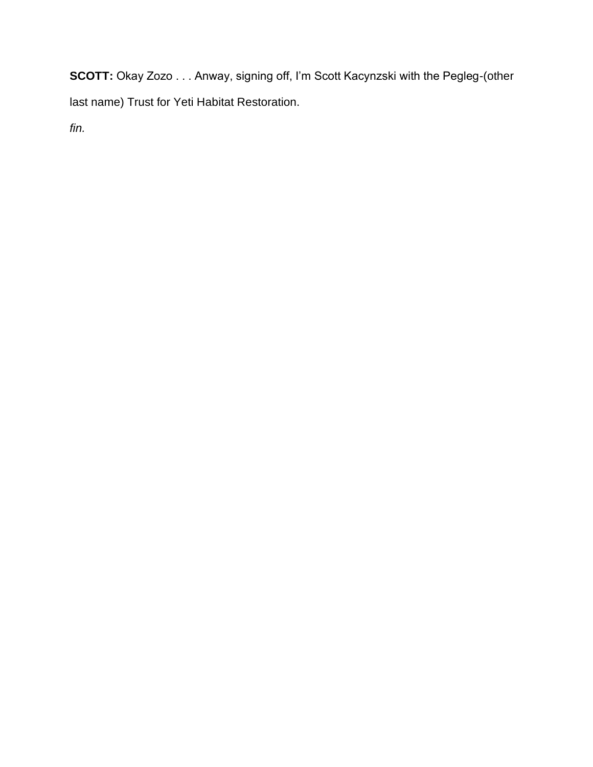**SCOTT:** Okay Zozo . . . Anway, signing off, I'm Scott Kacynzski with the Pegleg-(other last name) Trust for Yeti Habitat Restoration.

*fin.*